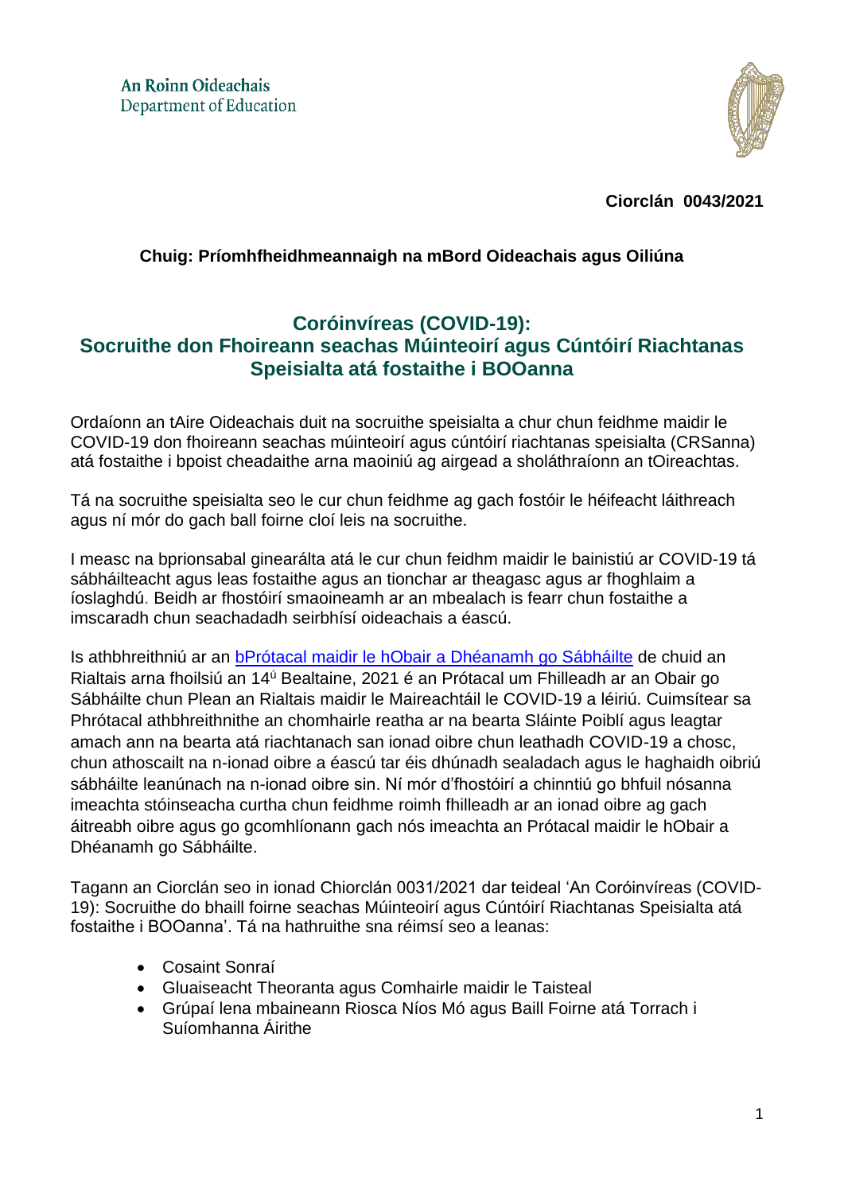An Roinn Oideachais
Department of Education

**Ciorclán 0043/2021**

**Chuig: Príomhfheidhmeannaigh na mBord Oideachais agus Oiliúna**

## Coróinvíreas (COVID-19): Socruithe don Fhoireann seachas Múinteoirí agus Cúntóirí Riachtanas Speisialta atá fostaithe i BOOanna

Ordaíonn an tAire Oideachais duit na socruithe speisialta a chur chun feidhme maidir le COVID-19 don fhoireann seachas múinteoirí agus cúntóirí riachtanas speisialta (CRSanna) atá fostaithe i bpoist cheadaithe arna maoiniú ag airgead a sholáthraíonn an tOireachtas.

Tá na socruithe speisialta seo le cur chun feidhme ag gach fostóir le héifeacht láithreach agus ní mór do gach ball foirne cloí leis na socruithe.

I measc na bprionsabal ginearálta atá le cur chun feidhm maidir le bainistiú ar COVID-19 tá sábháilteacht agus leas fostaithe agus an tionchar ar theagasc agus ar fhoghlaim a íoslaghdú. Beidh ar fhostóirí smaoineamh ar an mbealach is fearr chun fostaithe a imscaradh chun seachadadh seirbhísí oideachais a éascú.

Is athbhreithniú ar an bPrótacal maidir le hObair a Dhéanamh go Sábháilte de chuid an Rialtais arna fhoilsiú an 14ú Bealtaine, 2021 é an Prótacal um Fhilleadh ar an Obair go Sábháilte chun Plean an Rialtais maidir le Maireachtáil le COVID-19 a léiriú. Cuimsítear sa Phrótacal athbhreithnithe an chomhairle reatha ar na bearta Sláinte Poiblí agus leagtar amach ann na bearta atá riachtanach san ionad oibre chun leathadh COVID-19 a chosc, chun athoscailt na n-ionad oibre a éascú tar éis dhúnadh sealadach agus le haghaidh oibriú sábháilte leanúnach na n-ionad oibre sin. Ní mór d'fhostóirí a chinntiú go bhfuil nósanna imeachta stóinseacha curtha chun feidhme roimh fhilleadh ar an ionad oibre ag gach áitreabh oibre agus go gcomhlíonann gach nós imeachta an Prótacal maidir le hObair a Dhéanamh go Sábháilte.

Tagann an Ciorclán seo in ionad Chiorclán 0031/2021 dar teideal 'An Coróinvíreas (COVID-19): Socruithe do bhaill foirne seachas Múinteoirí agus Cúntóirí Riachtanas Speisialta atá fostaithe i BOOanna'. Tá na hathruithe sna réimsí seo a leanas:

- Cosaint Sonraí
- Gluaiseacht Theoranta agus Comhairle maidir le Taisteal
- Grúpaí lena mbaineann Riosca Níos Mó agus Baill Foirne atá Torrach i Suíomhanna Áirithe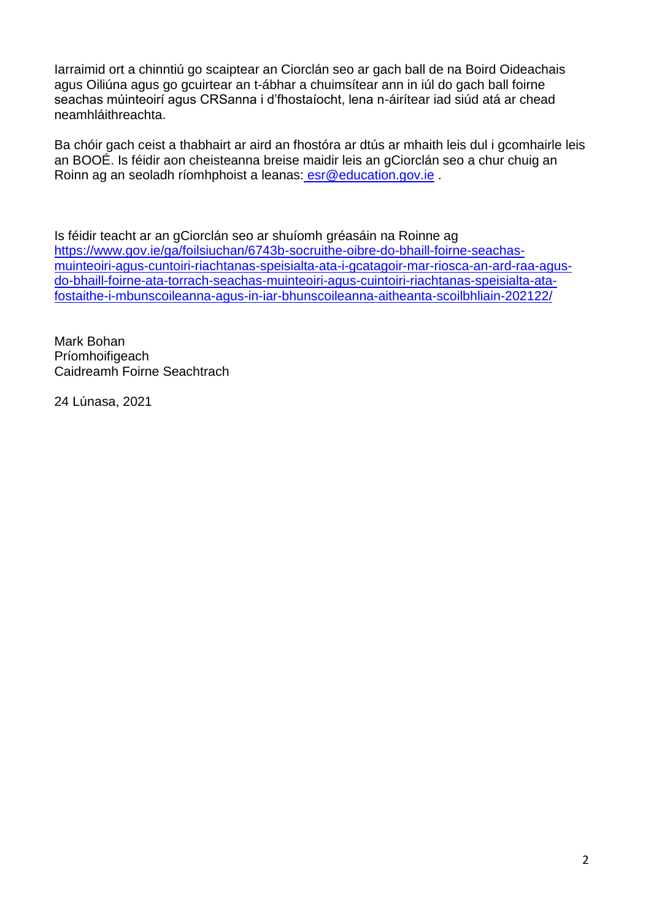Iarraimid ort a chinntiú go scaiptear an Ciorclán seo ar gach ball de na Boird Oideachais agus Oiliúna agus go gcuirtear an t-ábhar a chuimsítear ann in iúl do gach ball foirne seachas múinteoirí agus CRSanna i d'fhostaíocht, lena n-áirítear iad siúd atá ar chead neamhláithreachta.

Ba chóir gach ceist a thabhairt ar aird an fhostóra ar dtús ar mhaith leis dul i gcomhairle leis an BOOÉ. Is féidir aon cheisteanna breise maidir leis an gCiorclán seo a chur chuig an Roinn ag an seoladh ríomhphoist a leanas: esr@education.gov.ie .

Is féidir teacht ar an gCiorclán seo ar shuíomh gréasáin na Roinne ag https://www.gov.ie/ga/foilsiuchan/6743b-socruithe-oibre-do-bhaill-foirne-seachas-muinteoiri-agus-cuntoiri-riachtanas-speisialta-ata-i-gcatagoir-mar-riosca-an-ard-raa-agus-do-bhaill-foirne-ata-torrach-seachas-muinteoiri-agus-cuintoiri-riachtanas-speisialta-ata-fostaithe-i-mbunscoileanna-agus-in-iar-bhunscoileanna-aitheanta-scoilbhliain-202122/

Mark Bohan
Príomhoifigeach
Caidreamh Foirne Seachtrach

24 Lúnasa, 2021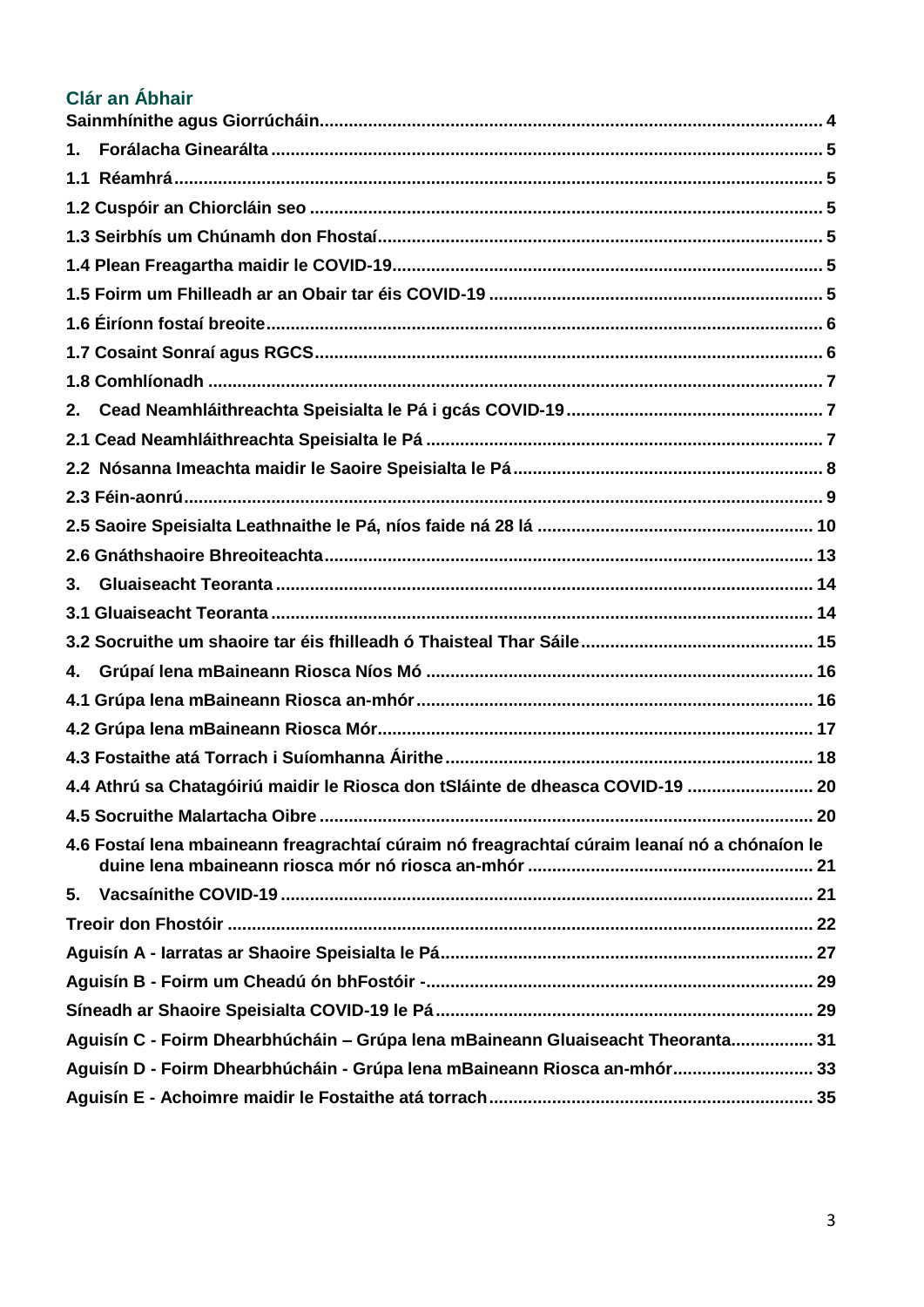## Clár an Ábhair

**Sainmhínithe agus Giorrúcháin ..... 4**

**1. Forálacha Ginearálta ..... 5**

**1.1 Réamhrá ..... 5**

**1.2 Cuspóir an Chiorcláin seo ..... 5**

**1.3 Seirbhís um Chúnamh don Fhostaí ..... 5**

**1.4 Plean Freagartha maidir le COVID-19 ..... 5**

**1.5 Foirm um Fhilleadh ar an Obair tar éis COVID-19 ..... 5**

**1.6 Éiríonn fostaí breoite ..... 6**

**1.7 Cosaint Sonraí agus RGCS ..... 6**

**1.8 Comhlíonadh ..... 7**

**2. Cead Neamhláithreachta Speisialta le Pá i gcás COVID-19 ..... 7**

**2.1 Cead Neamhláithreachta Speisialta le Pá ..... 7**

**2.2 Nósanna Imeachta maidir le Saoire Speisialta le Pá ..... 8**

**2.3 Féin-aonrú ..... 9**

**2.5 Saoire Speisialta Leathnaithe le Pá, níos faide ná 28 lá ..... 10**

**2.6 Gnáthshaoire Bhreoiteachta ..... 13**

**3. Gluaiseacht Teoranta ..... 14**

**3.1 Gluaiseacht Teoranta ..... 14**

**3.2 Socruithe um shaoire tar éis fhilleadh ó Thaisteal Thar Sáile ..... 15**

**4. Grúpaí lena mBaineann Riosca Níos Mó ..... 16**

**4.1 Grúpa lena mBaineann Riosca an-mhór ..... 16**

**4.2 Grúpa lena mBaineann Riosca Mór ..... 17**

**4.3 Fostaithe atá Torrach i Suíomhanna Áirithe ..... 18**

**4.4 Athrú sa Chatagóiriú maidir le Riosca don tSláinte de dheasca COVID-19 ..... 20**

**4.5 Socruithe Malartacha Oibre ..... 20**

**4.6 Fostaí lena mbaineann freagrachtaí cúraim nó freagrachtaí cúraim leanaí nó chónaíon le duine lena mbaineann riosca mór nó riosca an-mhór ..... 21**

**5. Vacsaínithe COVID-19 ..... 21**

**Treoir don Fhostóir ..... 22**

**Aguisín A - Iarratas ar Shaoire Speisialta le Pá ..... 27**

**Aguisín B - Foirm um Cheadú ón bhFostóir - ..... 29**

**Síneadh ar Shaoire Speisialta COVID-19 le Pá ..... 29**

**Aguisín C - Foirm Dhearbhúcháin – Grúpa lena mBaineann Gluaiseacht Theoranta ..... 31**

**Aguisín D - Foirm Dhearbhúcháin - Grúpa lena mBaineann Riosca an-mhór ..... 33**

**Aguisín E - Achoimre maidir le Fostaithe atá torrach ..... 35**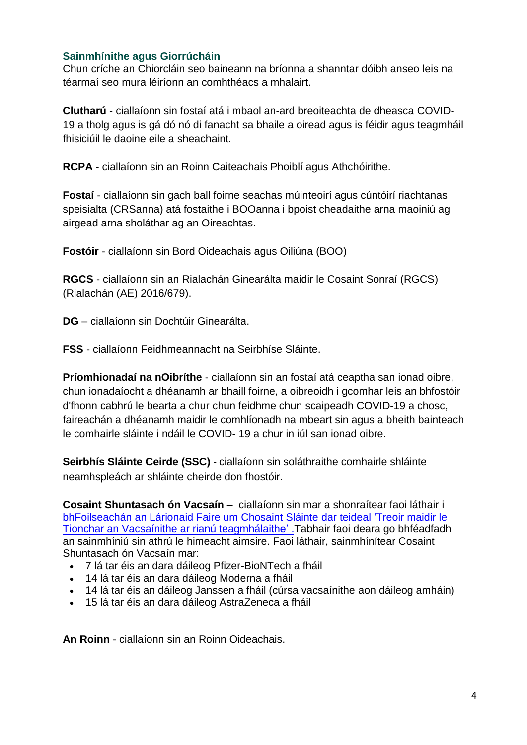## Sainmhínithe agus Giorrúcháin

Chun críche an Chiorcláin seo baineann na bríonna a shanntar dóibh anseo leis na téarmaí seo mura léiríonn an comhthéacs a mhalairt.

**Clutharú** - ciallaíonn sin fostaí atá i mbaol an-ard breoiteachta de dheasca COVID-19 a tholg agus is gá dó nó di fanacht sa bhaile a oiread agus is féidir agus teagmháil fhisiciúil le daoine eile a sheachaint.

**RCPA** - ciallaíonn sin an Roinn Caiteachais Phoiblí agus Athchóirithe.

**Fostaí** - ciallaíonn sin gach ball foirne seachas múinteoirí agus cúntóirí riachtanas speisialta (CRSanna) atá fostaithe i BOOanna i bpoist cheadaithe arna maoiniú ag airgead arna sholáthar ag an Oireachtas.

**Fostóir** - ciallaíonn sin Bord Oideachais agus Oiliúna (BOO)

**RGCS** - ciallaíonn sin an Rialachán Ginearálta maidir le Cosaint Sonraí (RGCS) (Rialachán (AE) 2016/679).

**DG** – ciallaíonn sin Dochtúir Ginearálta.

**FSS** - ciallaíonn Feidhmeannacht na Seirbhíse Sláinte.

**Príomhionadaí na nOibríthe** - ciallaíonn sin an fostaí atá ceaptha san ionad oibre, chun ionadaíocht a dhéanamh ar bhaill foirne, a oibreoidh i gcomhar leis an bhfostóir d'fhonn cabhrú le bearta a chur chun feidhme chun scaipeadh COVID-19 a chosc, faireachán a dhéanamh maidir le comhlíonadh na mbeart sin agus a bheith bainteach le comhairle sláinte i ndáil le COVID- 19 a chur in iúl san ionad oibre.

**Seirbhís Sláinte Ceirde (SSC)** - ciallaíonn sin soláthraithe comhairle shláinte neamhspleách ar shláinte cheirde don fhostóir.

**Cosaint Shuntasach ón Vacsaín** – ciallaíonn sin mar a shonraítear faoi láthair i bhFoilseachán an Lárionaid Faire um Chosaint Sláinte dar teideal 'Treoir maidir le Tionchar an Vacsaínithe ar rianú teagmhálaithe' .Tabhair faoi deara go bhféadfadh an sainmhíniú sin athrú le himeacht aimsire. Faoi láthair, sainmhínítear Cosaint Shuntasach ón Vacsaín mar:

- 7 lá tar éis an dara dáileog Pfizer-BioNTech a fháil
- 14 lá tar éis an dara dáileog Moderna a fháil
- 14 lá tar éis an dáileog Janssen a fháil (cúrsa vacsaínithe aon dáileog amháin)
- 15 lá tar éis an dara dáileog AstraZeneca a fháil

**An Roinn** - ciallaíonn sin an Roinn Oideachais.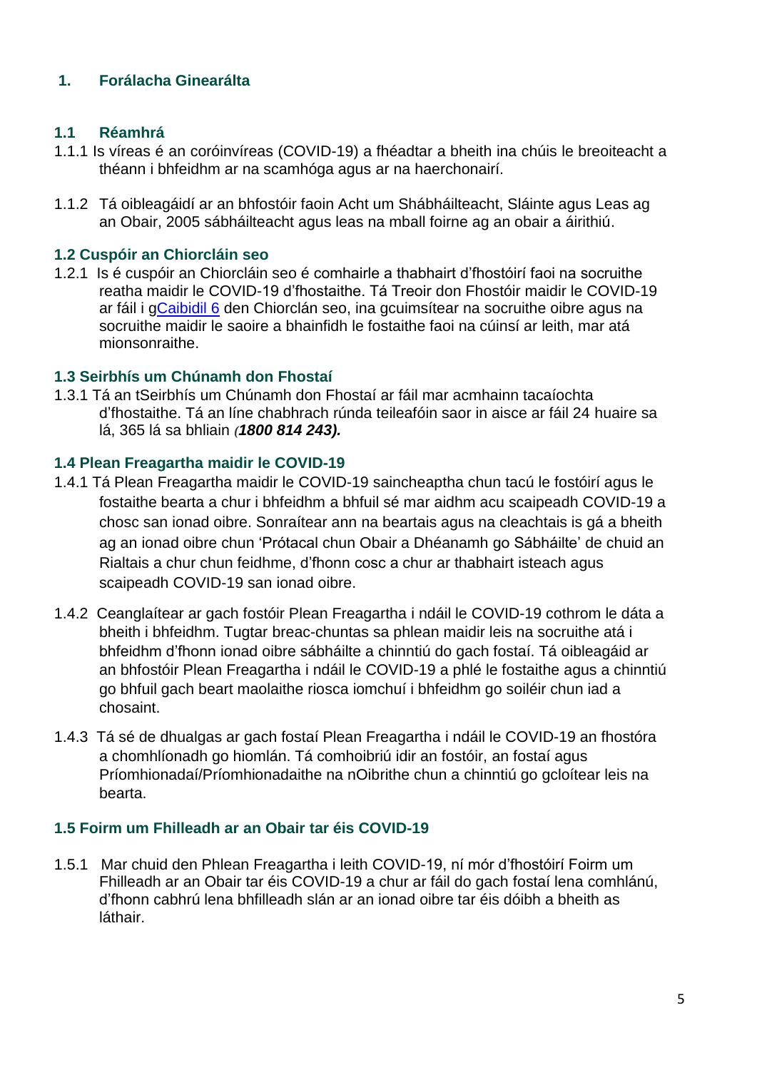## 1. Forálacha Ginearálta

### 1.1 Réamhrá

1.1.1 Is víreas é an coróinvíreas (COVID-19) a fhéadtar a bheith ina chúis le breoiteacht a théann i bhfeidhm ar na scamhóga agus ar na haerchonairí.

1.1.2 Tá oibleagáidí ar an bhfostóir faoin Acht um Shábháilteacht, Sláinte agus Leas ag an Obair, 2005 sábháilteacht agus leas na mball foirne ag an obair a áirithiú.

### 1.2 Cuspóir an Chiorcláin seo

1.2.1 Is é cuspóir an Chiorcláin seo é comhairle a thabhairt d'fhostóirí faoi na socruithe reatha maidir le COVID-19 d'fhostaithe. Tá Treoir don Fhostóir maidir le COVID-19 ar fáil i gCaibidil 6 den Chiorclán seo, ina gcuimsítear na socruithe oibre agus na socruithe maidir le saoire a bhainfidh le fostaithe faoi na cúinsí ar leith, mar atá mionsonraithe.

### 1.3 Seirbhís um Chúnamh don Fhostaí

1.3.1 Tá an tSeirbhís um Chúnamh don Fhostaí ar fáil mar acmhainn tacaíochta d'fhostaithe. Tá an líne chabhrach rúnda teileafóin saor in aisce ar fáil 24 huaire sa lá, 365 lá sa bhliain ***(1800 814 243).***

### 1.4 Plean Freagartha maidir le COVID-19

1.4.1 Tá Plean Freagartha maidir le COVID-19 saincheaptha chun tacú le fostóirí agus le fostaithe bearta a chur i bhfeidhm a bhfuil sé mar aidhm acu scaipeadh COVID-19 a chosc san ionad oibre. Sonraítear ann na beartais agus na cleachtais is gá a bheith ag an ionad oibre chun 'Prótacal chun Obair a Dhéanamh go Sábháilte' de chuid an Rialtais a chur chun feidhme, d'fhonn cosc a chur ar thabhairt isteach agus scaipeadh COVID-19 san ionad oibre.

1.4.2 Ceanglaítear ar gach fostóir Plean Freagartha i ndáil le COVID-19 cothrom le dáta a bheith i bhfeidhm. Tugtar breac-chuntas sa phlean maidir leis na socruithe atá i bhfeidhm d'fhonn ionad oibre sábháilte a chinntiú do gach fostaí. Tá oibleagáid ar an bhfostóir Plean Freagartha i ndáil le COVID-19 a phlé le fostaithe agus a chinntiú go bhfuil gach beart maolaithe riosca iomchuí i bhfeidhm go soiléir chun iad a chosaint.

1.4.3 Tá sé de dhualgas ar gach fostaí Plean Freagartha i ndáil le COVID-19 an fhostóra a chomhlíonadh go hiomlán. Tá comhoibriú idir an fostóir, an fostaí agus Príomhionadaí/Príomhionadaithe na nOibrithe chun a chinntiú go gcloítear leis na bearta.

### 1.5 Foirm um Fhilleadh ar an Obair tar éis COVID-19

1.5.1 Mar chuid den Phlean Freagartha i leith COVID-19, ní mór d'fhostóirí Foirm um Fhilleadh ar an Obair tar éis COVID-19 a chur ar fáil do gach fostaí lena comhlánú, d'fhonn cabhrú lena bhfilleadh slán ar an ionad oibre tar éis dóibh a bheith as láthair.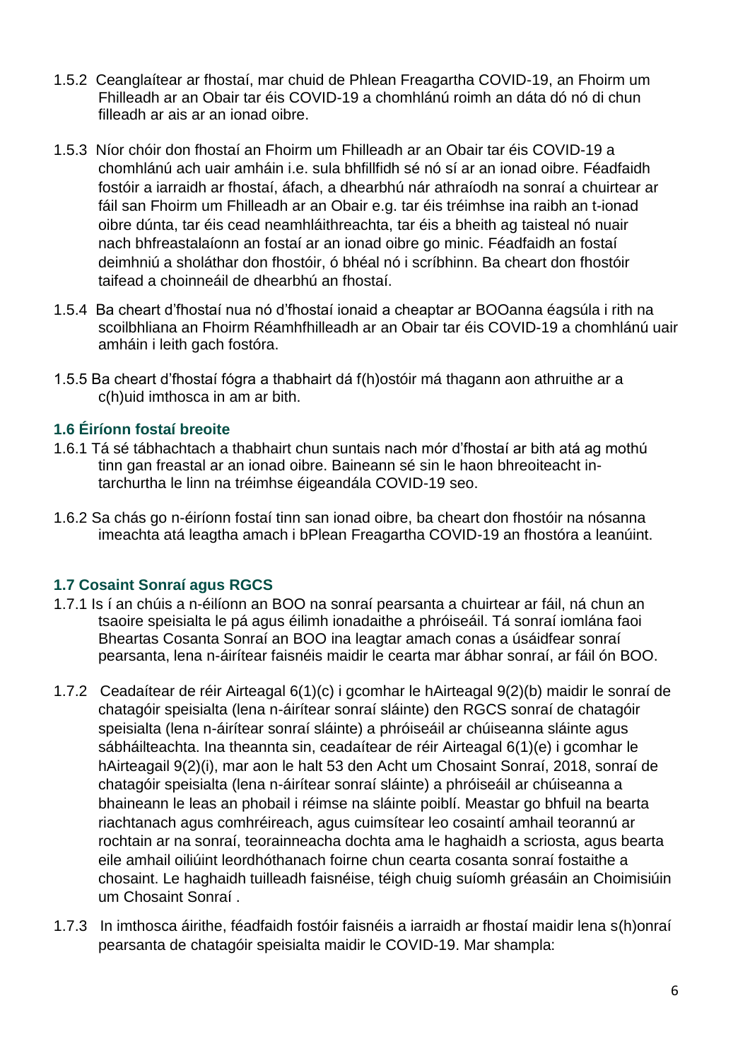1.5.2 Ceanglaítear ar fhostaí, mar chuid de Phlean Freagartha COVID-19, an Fhoirm um Fhilleadh ar an Obair tar éis COVID-19 a chomhlánú roimh an dáta dó nó di chun filleadh ar ais ar an ionad oibre.

1.5.3 Níor chóir don fhostaí an Fhoirm um Fhilleadh ar an Obair tar éis COVID-19 a chomhlánú ach uair amháin i.e. sula bhfillfidh sé nó sí ar an ionad oibre. Féadfaidh fostóir a iarraidh ar fhostaí, áfach, a dhearbhú nár athraíodh na sonraí a chuirtear ar fáil san Fhoirm um Fhilleadh ar an Obair e.g. tar éis tréimhse ina raibh an t-ionad oibre dúnta, tar éis cead neamhláithreachta, tar éis a bheith ag taisteal nó nuair nach bhfreastalaíonn an fostaí ar an ionad oibre go minic. Féadfaidh an fostaí deimhniú a sholáthar don fhostóir, ó bhéal nó i scríbhinn. Ba cheart don fhostóir taifead a choinneáil de dhearbhú an fhostaí.

1.5.4 Ba cheart d'fhostaí nua nó d'fhostaí ionaid a cheaptar ar BOOanna éagsúla i rith na scoilbhliana an Fhoirm Réamhfhilleadh ar an Obair tar éis COVID-19 a chomhlánú uair amháin i leith gach fostóra.

1.5.5 Ba cheart d'fhostaí fógra a thabhairt dá f(h)ostóir má thagann aon athruithe ar a c(h)uid imthosca in am ar bith.

### 1.6 Éiríonn fostaí breoite

1.6.1 Tá sé tábhachtach a thabhairt chun suntais nach mór d'fhostaí ar bith atá ag mothú tinn gan freastal ar an ionad oibre. Baineann sé sin le haon bhreoiteacht in-tarchurtha le linn na tréimhse éigeandála COVID-19 seo.

1.6.2 Sa chás go n-éiríonn fostaí tinn san ionad oibre, ba cheart don fhostóir na nósanna imeachta atá leagtha amach i bPlean Freagartha COVID-19 an fhostóra a leanúint.

### 1.7 Cosaint Sonraí agus RGCS

1.7.1 Is í an chúis a n-éilíonn an BOO na sonraí pearsanta a chuirtear ar fáil, ná chun an tsaoire speisialta le pá agus éilimh ionadaithe a phróiseáil. Tá sonraí iomlána faoi Bheartas Cosanta Sonraí an BOO ina leagtar amach conas a úsáidfear sonraí pearsanta, lena n-áirítear faisnéis maidir le cearta mar ábhar sonraí, ar fáil ón BOO.

1.7.2 Ceadaítear de réir Airteagal 6(1)(c) i gcomhar le hAirteagal 9(2)(b) maidir le sonraí de chatagóir speisialta (lena n-áirítear sonraí sláinte) den RGCS sonraí de chatagóir speisialta (lena n-áirítear sonraí sláinte) a phróiseáil ar chúiseanna sláinte agus sábháilteachta. Ina theannta sin, ceadaítear de réir Airteagal 6(1)(e) i gcomhar le hAirteagail 9(2)(i), mar aon le halt 53 den Acht um Chosaint Sonraí, 2018, sonraí de chatagóir speisialta (lena n-áirítear sonraí sláinte) a phróiseáil ar chúiseanna a bhaineann le leas an phobail i réimse na sláinte poiblí. Meastar go bhfuil na bearta riachtanach agus comhréireach, agus cuimsítear leo cosaintí amhail teorannú ar rochtain ar na sonraí, teorainneacha dochta ama le haghaidh a scriosta, agus bearta eile amhail oiliúint leordhóthanach foirne chun cearta cosanta sonraí fostaithe a chosaint. Le haghaidh tuilleadh faisnéise, téigh chuig suíomh gréasáin an Choimisiúin um Chosaint Sonraí .

1.7.3 In imthosca áirithe, féadfaidh fostóir faisnéis a iarraidh ar fhostaí maidir lena s(h)onraí pearsanta de chatagóir speisialta maidir le COVID-19. Mar shampla: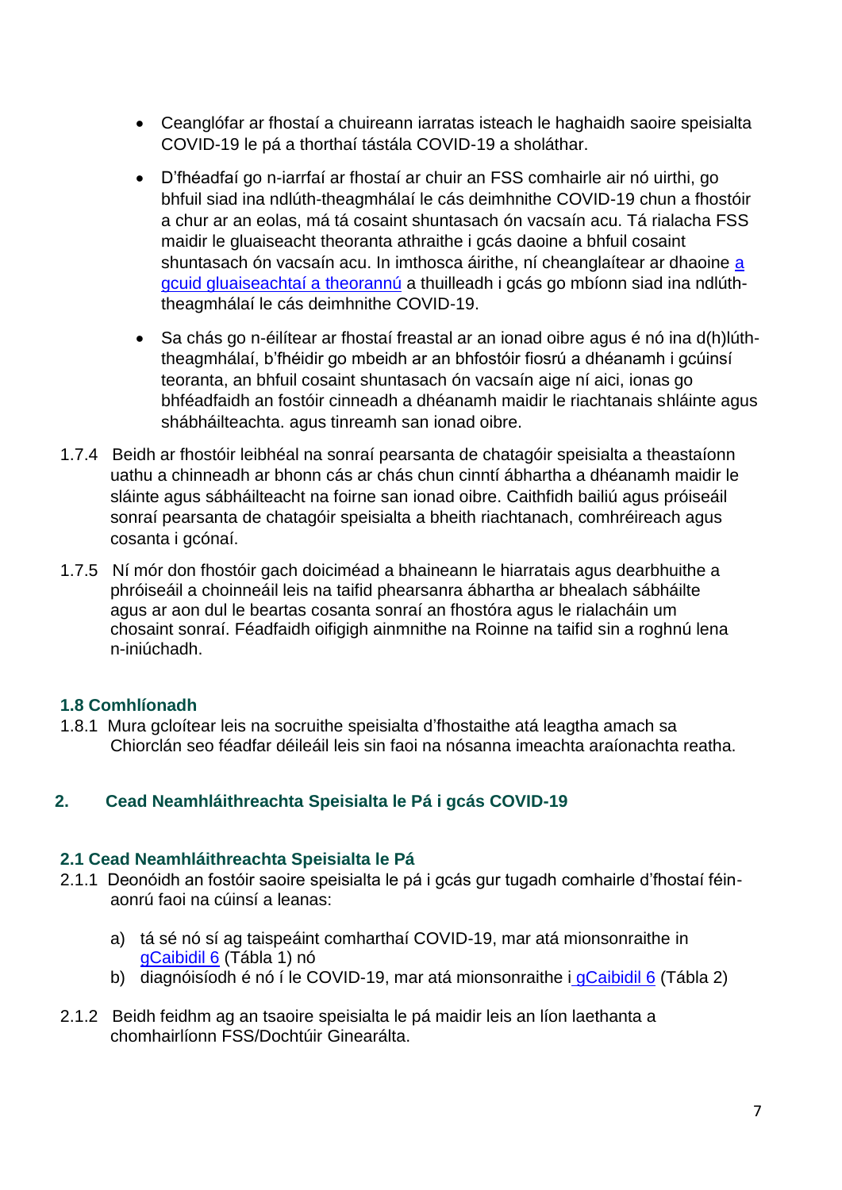- Ceanglófar ar fhostaí a chuireann iarratas isteach le haghaidh saoire speisialta COVID-19 le pá a thorthaí tástála COVID-19 a sholáthar.
- D'fhéadfaí go n-iarrfaí ar fhostaí ar chuir an FSS comhairle air nó uirthi, go bhfuil siad ina ndlúth-theagmhálaí le cás deimhnithe COVID-19 chun a fhostóir a chur ar an eolas, má tá cosaint shuntasach ón vacsaín acu. Tá rialacha FSS maidir le gluaiseacht theoranta athraithe i gcás daoine a bhfuil cosaint shuntasach ón vacsaín acu. In imthosca áirithe, ní cheanglaítear ar dhaoine [a gcuid gluaiseachtaí a theorannú]() a thuilleadh i gcás go mbíonn siad ina ndlúth-theagmhálaí le cás deimhnithe COVID-19.
- Sa chás go n-éilítear ar fhostaí freastal ar an ionad oibre agus é nó ina d(h)lúth-theagmhálaí, b'fhéidir go mbeidh ar an bhfostóir fiosrú a dhéanamh i gcúinsí teoranta, an bhfuil cosaint shuntasach ón vacsaín aige ní aici, ionas go bhféadfaidh an fostóir cinneadh a dhéanamh maidir le riachtanais shláinte agus shábháilteachta. agus tinreamh san ionad oibre.

1.7.4 Beidh ar fhostóir leibhéal na sonraí pearsanta de chatagóir speisialta a theastaíonn uathu a chinneadh ar bhonn cás ar chás chun cinntí ábhartha a dhéanamh maidir le sláinte agus sábháilteacht na foirne san ionad oibre. Caithfidh bailiú agus próiseáil sonraí pearsanta de chatagóir speisialta a bheith riachtanach, comhréireach agus cosanta i gcónaí.

1.7.5 Ní mór don fhostóir gach doiciméad a bhaineann le hiarratais agus dearbhuithe a phróiseáil a choinneáil leis na taifid phearsanra ábhartha ar bhealach sábháilte agus ar aon dul le beartas cosanta sonraí an fhostóra agus le rialacháin um chosaint sonraí. Féadfaidh oifigigh ainmnithe na Roinne na taifid sin a roghnú lena n-iniúchadh.

### 1.8 Comhlíonadh

1.8.1 Mura gcloítear leis na socruithe speisialta d'fhostaithe atá leagtha amach sa Chiorclán seo féadfar déileáil leis sin faoi na nósanna imeachta araíonachta reatha.

## 2. Cead Neamhláithreachta Speisialta le Pá i gcás COVID-19

### 2.1 Cead Neamhláithreachta Speisialta le Pá

2.1.1 Deonóidh an fostóir saoire speisialta le pá i gcás gur tugadh comhairle d'fhostaí féin-aonrú faoi na cúinsí a leanas:

a) tá sé nó sí ag taispeáint comharthaí COVID-19, mar atá mionsonraithe in [gCaibidil 6]() (Tábla 1) nó
b) diagnóisíodh é nó í le COVID-19, mar atá mionsonraithe i [gCaibidil 6]() (Tábla 2)

2.1.2 Beidh feidhm ag an tsaoire speisialta le pá maidir leis an líon laethanta a chomhairlíonn FSS/Dochtúir Ginearálta.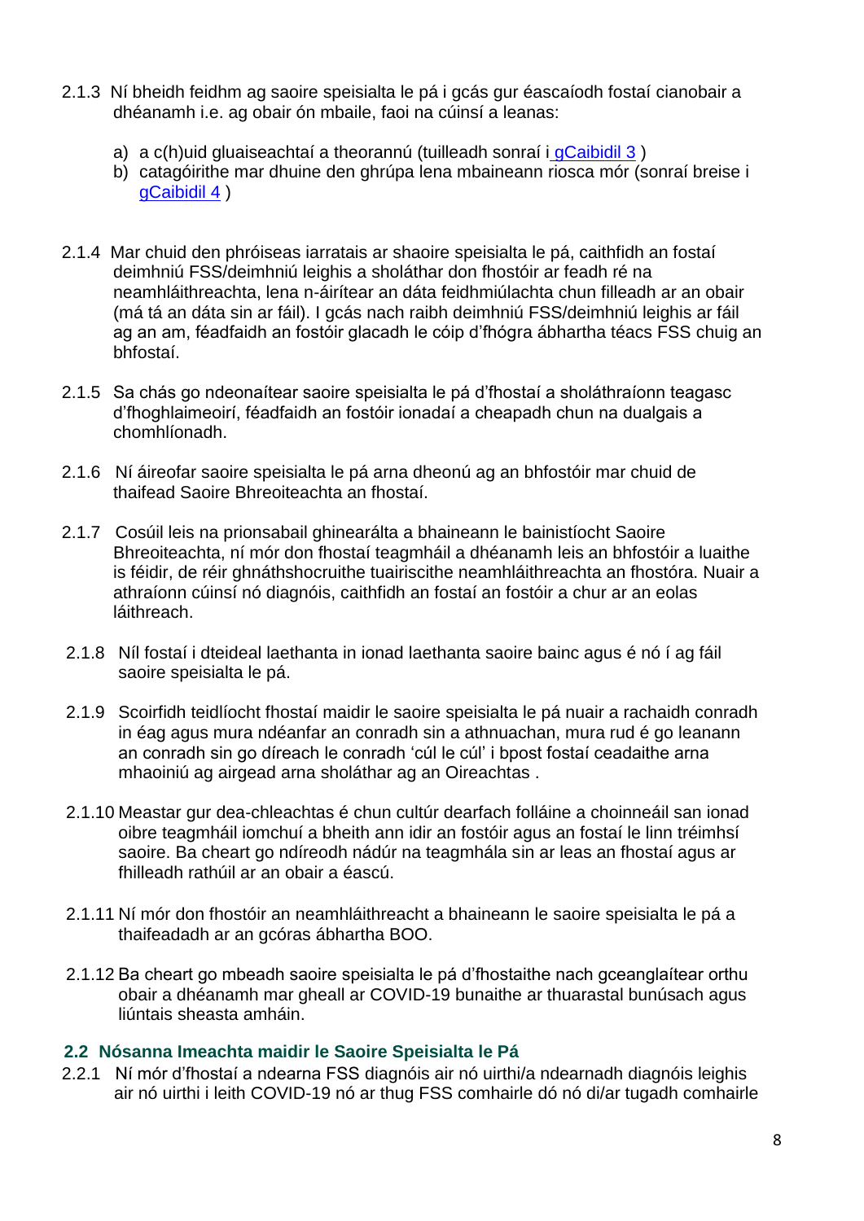2.1.3 Ní bheidh feidhm ag saoire speisialta le pá i gcás gur éascaíodh fostaí cianobair a dhéanamh i.e. ag obair ón mbaile, faoi na cúinsí a leanas:

a) a c(h)uid gluaiseachtaí a theorannú (tuilleadh sonraí i gCaibidil 3 )
b) catagóirithe mar dhuine den ghrúpa lena mbaineann riosca mór (sonraí breise i gCaibidil 4 )

2.1.4 Mar chuid den phróiseas iarratais ar shaoire speisialta le pá, caithfidh an fostaí deimhniú FSS/deimhniú leighis a sholáthar don fhostóir ar feadh ré na neamhláithreachta, lena n-áirítear an dáta feidhmiúlachta chun filleadh ar an obair (má tá an dáta sin ar fáil). I gcás nach raibh deimhniú FSS/deimhniú leighis ar fáil ag an am, féadfaidh an fostóir glacadh le cóip d'fhógra ábhartha téacs FSS chuig an bhfostaí.

2.1.5 Sa chás go ndeonaítear saoire speisialta le pá d'fhostaí a sholáthraíonn teagasc d'fhoghlaimeoirí, féadfaidh an fostóir ionadaí a cheapadh chun na dualgais a chomhlíonadh.

2.1.6 Ní áireofar saoire speisialta le pá arna dheonú ag an bhfostóir mar chuid de thaifead Saoire Bhreoiteachta an fhostaí.

2.1.7 Cosúil leis na prionsabail ghinearálta a bhaineann le bainistíocht Saoire Bhreoiteachta, ní mór don fhostaí teagmháil a dhéanamh leis an bhfostóir a luaithe is féidir, de réir ghnáthshocruithe tuairiscithe neamhláithreachta an fhostóra. Nuair a athraíonn cúinsí nó diagnóis, caithfidh an fostaí an fostóir a chur ar an eolas láithreach.

2.1.8 Níl fostaí i dteideal laethanta in ionad laethanta saoire bainc agus é nó í ag fáil saoire speisialta le pá.

2.1.9 Scoirfidh teidlíocht fhostaí maidir le saoire speisialta le pá nuair a rachaidh conradh in éag agus mura ndéanfar an conradh sin a athnuachan, mura rud é go leanann an conradh sin go díreach le conradh 'cúl le cúl' i bpost fostaí ceadaithe arna mhaoiniú ag airgead arna sholáthar ag an Oireachtas .

2.1.10 Meastar gur dea-chleachtas é chun cultúr dearfach folláine a choinneáil san ionad oibre teagmháil iomchuí a bheith ann idir an fostóir agus an fostaí le linn tréimhsí saoire. Ba cheart go ndíreodh nádúr na teagmhála sin ar leas an fhostaí agus ar fhilleadh rathúil ar an obair a éascú.

2.1.11 Ní mór don fhostóir an neamhláithreacht a bhaineann le saoire speisialta le pá a thaifeadadh ar an gcóras ábhartha BOO.

2.1.12 Ba cheart go mbeadh saoire speisialta le pá d'fhostaithe nach gceanglaítear orthu obair a dhéanamh mar gheall ar COVID-19 bunaithe ar thuarastal bunúsach agus liúntais sheasta amháin.

## 2.2 Nósanna Imeachta maidir le Saoire Speisialta le Pá

2.2.1 Ní mór d'fhostaí a ndearna FSS diagnóis air nó uirthi/a ndearnadh diagnóis leighis air nó uirthi i leith COVID-19 nó ar thug FSS comhairle dó nó di/ar tugadh comhairle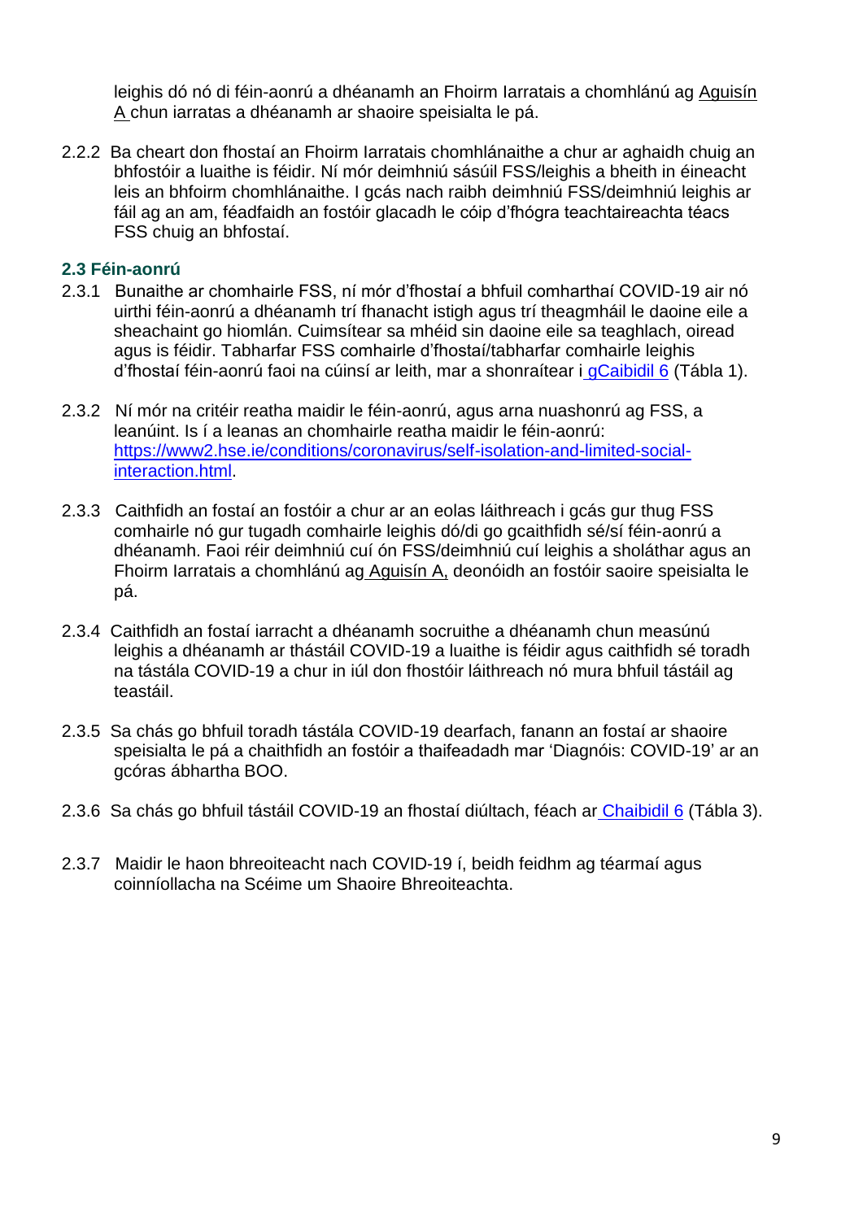leighis dó nó di féin-aonrú a dhéanamh an Fhoirm Iarratais a chomhlánú ag Aguisín A chun iarratas a dhéanamh ar shaoire speisialta le pá.

2.2.2 Ba cheart don fhostaí an Fhoirm Iarratais chomhlánaithe a chur ar aghaidh chuig an bhfostóir a luaithe is féidir. Ní mór deimhniú sásúil FSS/leighis a bheith in éineacht leis an bhfoirm chomhlánaithe. I gcás nach raibh deimhniú FSS/deimhniú leighis ar fáil ag an am, féadfaidh an fostóir glacadh le cóip d'fhógra teachtaireachta téacs FSS chuig an bhfostaí.

### 2.3 Féin-aonrú

2.3.1 Bunaithe ar chomhairle FSS, ní mór d'fhostaí a bhfuil comharthaí COVID-19 air nó uirthi féin-aonrú a dhéanamh trí fhanacht istigh agus trí theagmháil le daoine eile a sheachaint go hiomlán. Cuimsítear sa mhéid sin daoine eile sa teaghlach, oiread agus is féidir. Tabharfar FSS comhairle d'fhostaí/tabharfar comhairle leighis d'fhostaí féin-aonrú faoi na cúinsí ar leith, mar a shonraítear i gCaibidil 6 (Tábla 1).

2.3.2 Ní mór na critéir reatha maidir le féin-aonrú, agus arna nuashonrú ag FSS, a leanúint. Is í a leanas an chomhairle reatha maidir le féin-aonrú: https://www2.hse.ie/conditions/coronavirus/self-isolation-and-limited-social-interaction.html.

2.3.3 Caithfidh an fostaí an fostóir a chur ar an eolas láithreach i gcás gur thug FSS comhairle nó gur tugadh comhairle leighis dó/di go gcaithfidh sé/sí féin-aonrú a dhéanamh. Faoi réir deimhniú cuí ón FSS/deimhniú cuí leighis a sholáthar agus an Fhoirm Iarratais a chomhlánú ag Aguisín A, deonóidh an fostóir saoire speisialta le pá.

2.3.4 Caithfidh an fostaí iarracht a dhéanamh socruithe a dhéanamh chun measúnú leighis a dhéanamh ar thástáil COVID-19 a luaithe is féidir agus caithfidh sé toradh na tástála COVID-19 a chur in iúl don fhostóir láithreach nó mura bhfuil tástáil ag teastáil.

2.3.5 Sa chás go bhfuil toradh tástála COVID-19 dearfach, fanann an fostaí ar shaoire speisialta le pá a chaithfidh an fostóir a thaifeadadh mar 'Diagnóis: COVID-19' ar an gcóras ábhartha BOO.

2.3.6 Sa chás go bhfuil tástáil COVID-19 an fhostaí diúltach, féach ar Chaibidil 6 (Tábla 3).

2.3.7 Maidir le haon bhreoiteacht nach COVID-19 í, beidh feidhm ag téarmaí agus coinníollacha na Scéime um Shaoire Bhreoiteachta.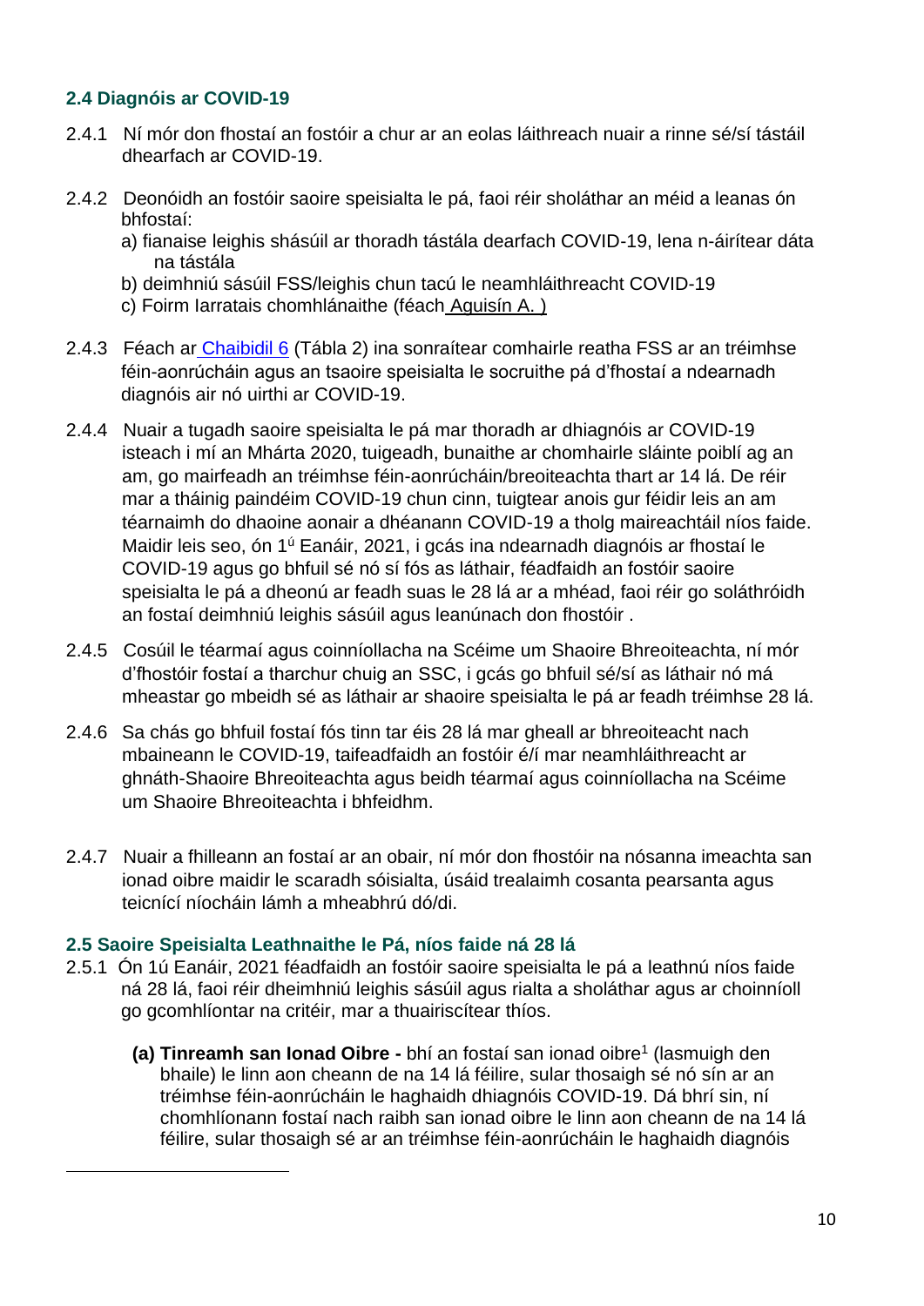### 2.4 Diagnóis ar COVID-19

2.4.1 Ní mór don fhostaí an fostóir a chur ar an eolas láithreach nuair a rinne sé/sí tástáil dhearfach ar COVID-19.

2.4.2 Deonóidh an fostóir saoire speisialta le pá, faoi réir sholáthar an méid a leanas ón bhfostaí:

a) fianaise leighis shásúil ar thoradh tástála dearfach COVID-19, lena n-áirítear dáta na tástála
b) deimhniú sásúil FSS/leighis chun tacú le neamhláithreacht COVID-19
c) Foirm Iarratais chomhlánaithe (féach Aguisín A. )

2.4.3 Féach ar Chaibidil 6 (Tábla 2) ina sonraítear comhairle reatha FSS ar an tréimhse féin-aonrúcháin agus an tsaoire speisialta le socruithe pá d'fhostaí a ndearnadh diagnóis air nó uirthi ar COVID-19.

2.4.4 Nuair a tugadh saoire speisialta le pá mar thoradh ar dhiagnóis ar COVID-19 isteach i mí an Mhárta 2020, tuigeadh, bunaithe ar chomhairle sláinte poiblí ag an am, go mairfeadh an tréimhse féin-aonrúcháin/breoiteachta thart ar 14 lá. De réir mar a tháinig paindéim COVID-19 chun cinn, tuigtear anois gur féidir leis an am téarnaimh do dhaoine aonair a dhéanann COVID-19 a tholg maireachtáil níos faide. Maidir leis seo, ón 1ú Eanáir, 2021, i gcás ina ndearnadh diagnóis ar fhostaí le COVID-19 agus go bhfuil sé nó sí fós as láthair, féadfaidh an fostóir saoire speisialta le pá a dheonú ar feadh suas le 28 lá ar a mhéad, faoi réir go soláthróidh an fostaí deimhniú leighis sásúil agus leanúnach don fhostóir .

2.4.5 Cosúil le téarmaí agus coinníollacha na Scéime um Shaoire Bhreoiteachta, ní mór d'fhostóir fostaí a tharchur chuig an SSC, i gcás go bhfuil sé/sí as láthair nó má mheastar go mbeidh sé as láthair ar shaoire speisialta le pá ar feadh tréimhse 28 lá.

2.4.6 Sa chás go bhfuil fostaí fós tinn tar éis 28 lá mar gheall ar bhreoiteacht nach mbaineann le COVID-19, taifeadfaidh an fostóir é/í mar neamhláithreacht ar ghnáth-Shaoire Bhreoiteachta agus beidh téarmaí agus coinníollacha na Scéime um Shaoire Bhreoiteachta i bhfeidhm.

2.4.7 Nuair a fhilleann an fostaí ar an obair, ní mór don fhostóir na nósanna imeachta san ionad oibre maidir le scaradh sóisialta, úsáid trealaimh cosanta pearsanta agus teicnící níocháin lámh a mheabhrú dó/di.

### 2.5 Saoire Speisialta Leathnaithe le Pá, níos faide ná 28 lá

2.5.1 Ón 1ú Eanáir, 2021 féadfaidh an fostóir saoire speisialta le pá a leathnú níos faide ná 28 lá, faoi réir dheimhniú leighis sásúil agus rialta a sholáthar agus ar choinníoll go gcomhlíontar na critéir, mar a thuairiscítear thíos.

**(a) Tinreamh san Ionad Oibre -** bhí an fostaí san ionad oibre[1] (lasmuigh den bhaile) le linn aon cheann de na 14 lá féilire, sular thosaigh sé nó sín ar an tréimhse féin-aonrúcháin le haghaidh dhiagnóis COVID-19. Dá bhrí sin, ní chomhlíonann fostaí nach raibh san ionad oibre le linn aon cheann de na 14 lá féilire, sular thosaigh sé ar an tréimhse féin-aonrúcháin le haghaidh diagnóis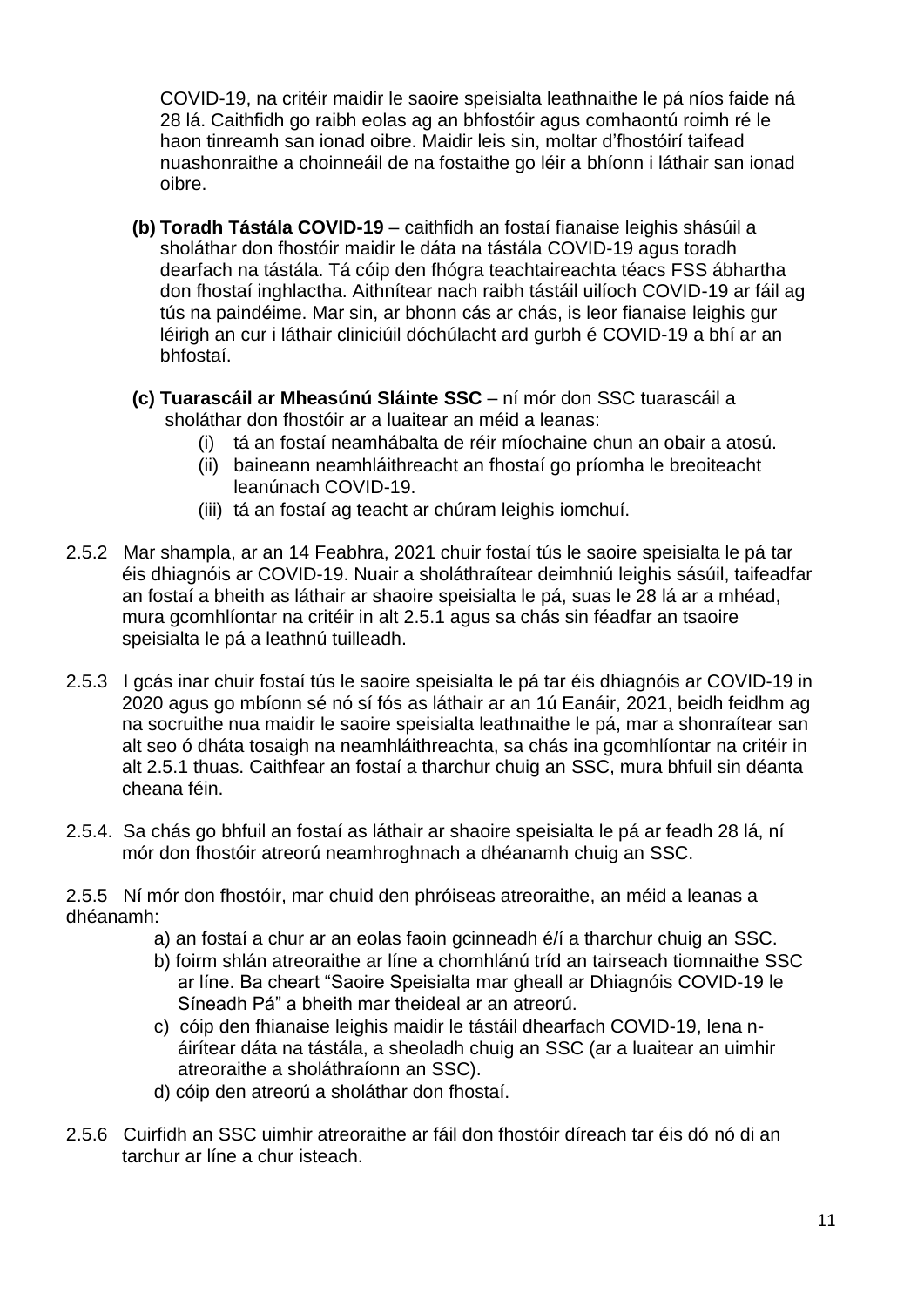COVID-19, na critéir maidir le saoire speisialta leathnaithe le pá níos faide ná 28 lá. Caithfidh go raibh eolas ag an bhfostóir agus comhaontú roimh ré le haon tinreamh san ionad oibre. Maidir leis sin, moltar d'fhostóirí taifead nuashonraithe a choinneáil de na fostaithe go léir a bhíonn i láthair san ionad oibre.

**(b) Toradh Tástála COVID-19** – caithfidh an fostaí fianaise leighis shásúil a sholáthar don fhostóir maidir le dáta na tástála COVID-19 agus toradh dearfach na tástála. Tá cóip den fhógra teachtaireachta téacs FSS ábhartha don fhostaí inghlactha. Aithnítear nach raibh tástáil uilíoch COVID-19 ar fáil ag tús na paindéime. Mar sin, ar bhonn cás ar chás, is leor fianaise leighis gur léirigh an cur i láthair cliniciúil dóchúlacht ard gurbh é COVID-19 a bhí ar an bhfostaí.

**(c) Tuarascáil ar Mheasúnú Sláinte SSC** – ní mór don SSC tuarascáil a sholáthar don fhostóir ar a luaitear an méid a leanas:

(i) tá an fostaí neamhábalta de réir míochaine chun an obair a atosú.
(ii) baineann neamhláithreacht an fhostaí go príomha le breoiteacht leanúnach COVID-19.
(iii) tá an fostaí ag teacht ar chúram leighis iomchuí.

2.5.2 Mar shampla, ar an 14 Feabhra, 2021 chuir fostaí tús le saoire speisialta le pá tar éis dhiagnóis ar COVID-19. Nuair a sholáthraítear deimhniú leighis sásúil, taifeadfar an fostaí a bheith as láthair ar shaoire speisialta le pá, suas le 28 lá ar a mhéad, mura gcomhlíontar na critéir in alt 2.5.1 agus sa chás sin féadfar an tsaoire speisialta le pá a leathnú tuilleadh.

2.5.3 I gcás inar chuir fostaí tús le saoire speisialta le pá tar éis dhiagnóis ar COVID-19 in 2020 agus go mbíonn sé nó sí fós as láthair ar an 1ú Eanáir, 2021, beidh feidhm ag na socruithe nua maidir le saoire speisialta leathnaithe le pá, mar a shonraítear san alt seo ó dháta tosaigh na neamhláithreachta, sa chás ina gcomhlíontar na critéir in alt 2.5.1 thuas. Caithfear an fostaí a tharchur chuig an SSC, mura bhfuil sin déanta cheana féin.

2.5.4. Sa chás go bhfuil an fostaí as láthair ar shaoire speisialta le pá ar feadh 28 lá, ní mór don fhostóir atreorú neamhroghnach a dhéanamh chuig an SSC.

2.5.5 Ní mór don fhostóir, mar chuid den phróiseas atreoraithe, an méid a leanas a dhéanamh:

a) an fostaí a chur ar an eolas faoin gcinneadh é/í a tharchur chuig an SSC.
b) foirm shlán atreoraithe ar líne a chomhlánú tríd an tairseach tiomnaithe SSC ar líne. Ba cheart "Saoire Speisialta mar gheall ar Dhiagnóis COVID-19 le Síneadh Pá" a bheith mar theideal ar an atreorú.
c) cóip den fhianaise leighis maidir le tástáil dhearfach COVID-19, lena n-áirítear dáta na tástála, a sheoladh chuig an SSC (ar a luaitear an uimhir atreoraithe a sholáthraíonn an SSC).
d) cóip den atreorú a sholáthar don fhostaí.

2.5.6 Cuirfidh an SSC uimhir atreoraithe ar fáil don fhostóir díreach tar éis dó nó di an tarchur ar líne a chur isteach.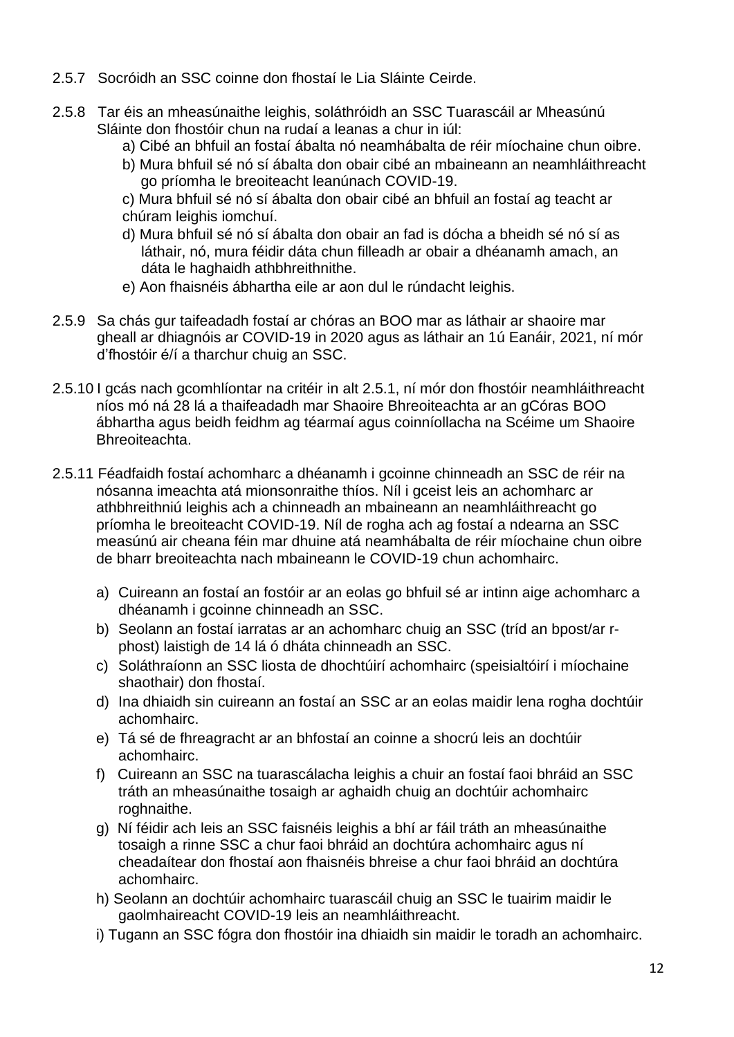2.5.7 Socróidh an SSC coinne don fhostaí le Lia Sláinte Ceirde.

2.5.8 Tar éis an mheasúnaithe leighis, soláthróidh an SSC Tuarascáil ar Mheasúnú Sláinte don fhostóir chun na rudaí a leanas a chur in iúl:

a) Cibé an bhfuil an fostaí ábalta nó neamhábalta de réir míochaine chun oibre.
b) Mura bhfuil sé nó sí ábalta don obair cibé an mbaineann an neamhláithreacht go príomha le breoiteacht leanúnach COVID-19.
c) Mura bhfuil sé nó sí ábalta don obair cibé an bhfuil an fostaí ag teacht ar chúram leighis iomchuí.
d) Mura bhfuil sé nó sí ábalta don obair an fad is dócha a bheidh sé nó sí as láthair, nó, mura féidir dáta chun filleadh ar obair a dhéanamh amach, an dáta le haghaidh athbhreithnithe.
e) Aon fhaisnéis ábhartha eile ar aon dul le rúndacht leighis.

2.5.9 Sa chás gur taifeadadh fostaí ar chóras an BOO mar as láthair ar shaoire mar gheall ar dhiagnóis ar COVID-19 in 2020 agus as láthair an 1ú Eanáir, 2021, ní mór d'fhostóir é/í a tharchur chuig an SSC.

2.5.10 I gcás nach gcomhlíontar na critéir in alt 2.5.1, ní mór don fhostóir neamhláithreacht níos mó ná 28 lá a thaifeadadh mar Shaoire Bhreoiteachta ar an gCóras BOO ábhartha agus beidh feidhm ag téarmaí agus coinníollacha na Scéime um Shaoire Bhreoiteachta.

2.5.11 Féadfaidh fostaí achomharc a dhéanamh i gcoinne chinneadh an SSC de réir na nósanna imeachta atá mionsonraithe thíos. Níl i gceist leis an achomharc ar athbhreithniú leighis ach a chinneadh an mbaineann an neamhláithreacht go príomha le breoiteacht COVID-19. Níl de rogha ach ag fostaí a ndearna an SSC measúnú air cheana féin mar dhuine atá neamhábalta de réir míochaine chun oibre de bharr breoiteachta nach mbaineann le COVID-19 chun achomhairc.

a) Cuireann an fostaí an fostóir ar an eolas go bhfuil sé ar intinn aige achomharc a dhéanamh i gcoinne chinneadh an SSC.
b) Seolann an fostaí iarratas ar an achomharc chuig an SSC (tríd an bpost/ar r-phost) laistigh de 14 lá ó dháta chinneadh an SSC.
c) Soláthraíonn an SSC liosta de dhochtúirí achomhairc (speisialtóirí i míochaine shaothair) don fhostaí.
d) Ina dhiaidh sin cuireann an fostaí an SSC ar an eolas maidir lena rogha dochtúir achomhairc.
e) Tá sé de fhreagracht ar an bhfostaí an coinne a shocrú leis an dochtúir achomhairc.
f) Cuireann an SSC na tuarascálacha leighis a chuir an fostaí faoi bhráid an SSC tráth an mheasúnaithe tosaigh ar aghaidh chuig an dochtúir achomhairc roghnaithe.
g) Ní féidir ach leis an SSC faisnéis leighis a bhí ar fáil tráth an mheasúnaithe tosaigh a rinne SSC a chur faoi bhráid an dochtúra achomhairc agus ní cheadaítear don fhostaí aon fhaisnéis bhreise a chur faoi bhráid an dochtúra achomhairc.
h) Seolann an dochtúir achomhairc tuarascáil chuig an SSC le tuairim maidir le gaolmhaireacht COVID-19 leis an neamhláithreacht.
i) Tugann an SSC fógra don fhostóir ina dhiaidh sin maidir le toradh an achomhairc.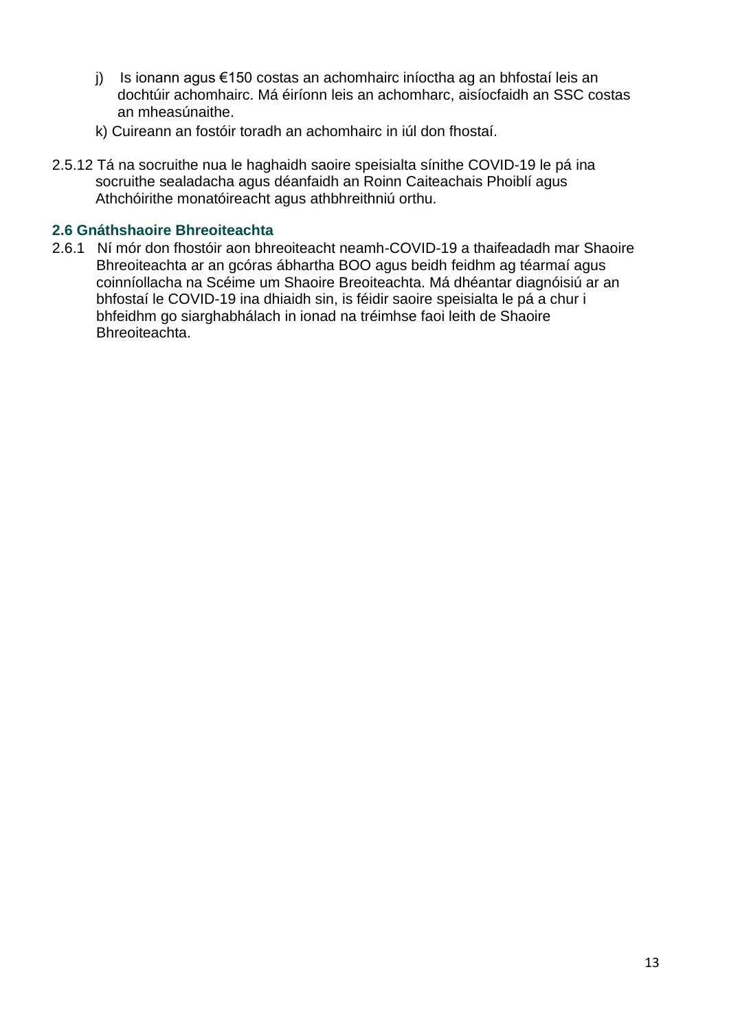j) Is ionann agus €150 costas an achomhairc iníoctha ag an bhfostaí leis an dochtúir achomhairc. Má éiríonn leis an achomharc, aisíocfaidh an SSC costas an mheasúnaithe.

k) Cuireann an fostóir toradh an achomhairc in iúl don fhostaí.

2.5.12 Tá na socruithe nua le haghaidh saoire speisialta sínithe COVID-19 le pá ina socruithe sealadacha agus déanfaidh an Roinn Caiteachais Phoiblí agus Athchóirithe monatóireacht agus athbhreithniú orthu.

### 2.6 Gnáthshaoire Bhreoiteachta

2.6.1 Ní mór don fhostóir aon bhreoiteacht neamh-COVID-19 a thaifeadadh mar Shaoire Bhreoiteachta ar an gcóras ábhartha BOO agus beidh feidhm ag téarmaí agus coinníollacha na Scéime um Shaoire Breoiteachta. Má dhéantar diagnóisiú ar an bhfostaí le COVID-19 ina dhiaidh sin, is féidir saoire speisialta le pá a chur i bhfeidhm go siarghabhálach in ionad na tréimhse faoi leith de Shaoire Bhreoiteachta.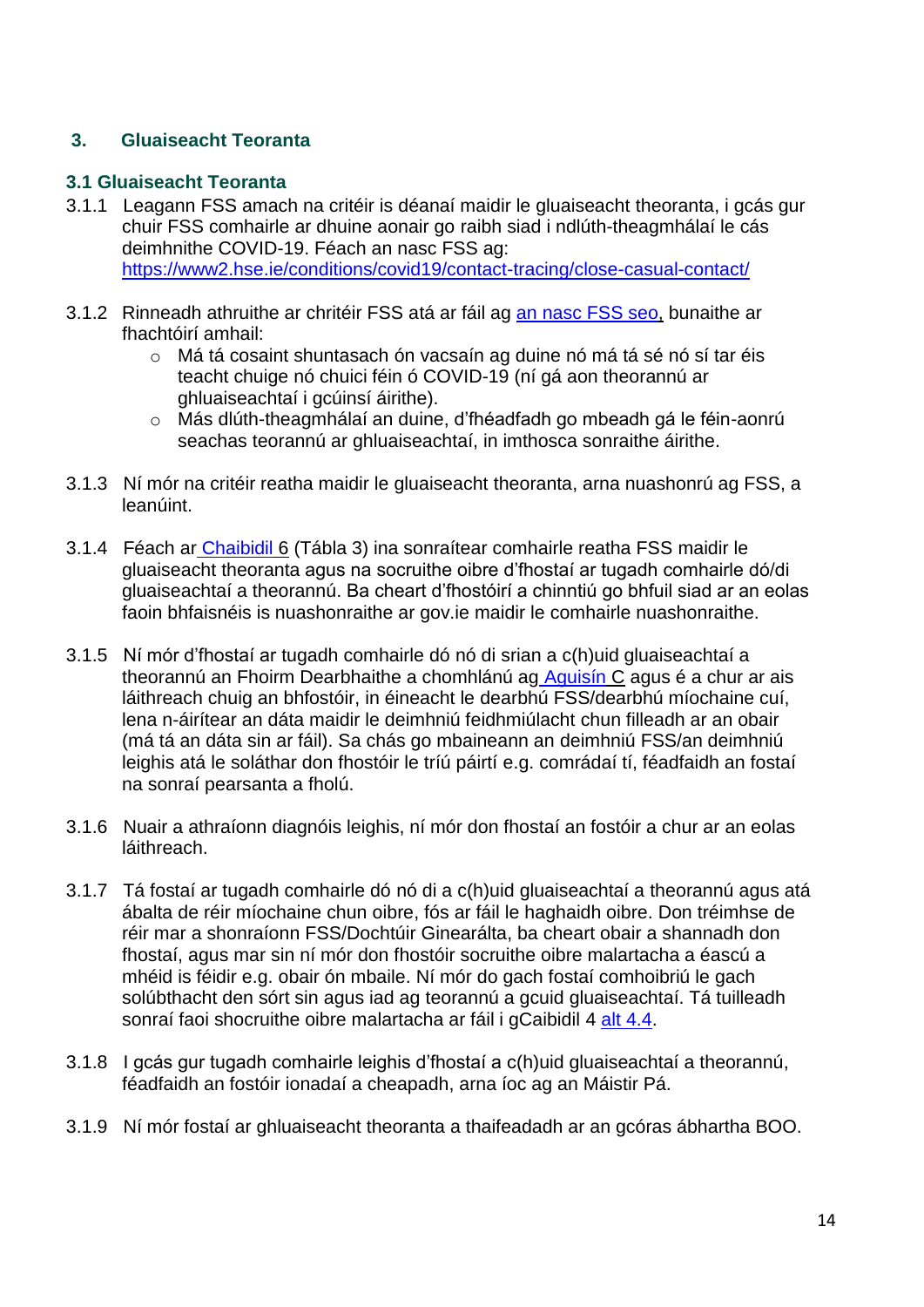## 3. Gluaiseacht Teoranta

### 3.1 Gluaiseacht Teoranta

3.1.1 Leagann FSS amach na critéir is déanaí maidir le gluaiseacht theoranta, i gcás gur chuir FSS comhairle ar dhuine aonair go raibh siad i ndlúth-theagmhálaí le cás deimhnithe COVID-19. Féach an nasc FSS ag: [https://www2.hse.ie/conditions/covid19/contact-tracing/close-casual-contact/](https://www2.hse.ie/conditions/covid19/contact-tracing/close-casual-contact/)

3.1.2 Rinneadh athruithe ar chritéir FSS atá ar fáil ag an nasc FSS seo, bunaithe ar fhachtóirí amhail:

- Má tá cosaint shuntasach ón vacsaín ag duine nó má tá sé nó sí tar éis teacht chuige nó chuici féin ó COVID-19 (ní gá aon theorannú ar ghluaiseachtaí i gcúinsí áirithe).
- Más dlúth-theagmhálaí an duine, d'fhéadfadh go mbeadh gá le féin-aonrú seachas teorannú ar ghluaiseachtaí, in imthosca sonraithe áirithe.

3.1.3 Ní mór na critéir reatha maidir le gluaiseacht theoranta, arna nuashonrú ag FSS, a leanúint.

3.1.4 Féach ar Chaibidil 6 (Tábla 3) ina sonraítear comhairle reatha FSS maidir le gluaiseacht theoranta agus na socruithe oibre d'fhostaí ar tugadh comhairle dó/di gluaiseachtaí a theorannú. Ba cheart d'fhostóirí a chinntiú go bhfuil siad ar an eolas faoin bhfaisnéis is nuashonraithe ar gov.ie maidir le comhairle nuashonraithe.

3.1.5 Ní mór d'fhostaí ar tugadh comhairle dó nó di srian a c(h)uid gluaiseachtaí a theorannú an Fhoirm Dearbhaithe a chomhlánú ag Aguisín C agus é a chur ar ais láithreach chuig an bhfostóir, in éineacht le dearbhú FSS/dearbhú míochaine cuí, lena n-áirítear an dáta maidir le deimhniú feidhmiúlacht chun filleadh ar an obair (má tá an dáta sin ar fáil). Sa chás go mbaineann an deimhniú FSS/an deimhniú leighis atá le soláthar don fhostóir le tríú páirtí e.g. comrádaí tí, féadfaidh an fostaí na sonraí pearsanta a fholú.

3.1.6 Nuair a athraíonn diagnóis leighis, ní mór don fhostaí an fostóir a chur ar an eolas láithreach.

3.1.7 Tá fostaí ar tugadh comhairle dó nó di a c(h)uid gluaiseachtaí a theorannú agus atá ábalta de réir míochaine chun oibre, fós ar fáil le haghaidh oibre. Don tréimhse de réir mar a shonraíonn FSS/Dochtúir Ginearálta, ba cheart obair a shannadh don fhostaí, agus mar sin ní mór don fhostóir socruithe oibre malartacha a éascú a mhéid is féidir e.g. obair ón mbaile. Ní mór do gach fostaí comhoibriú le gach solúbthacht den sórt sin agus iad ag teorannú a gcuid gluaiseachtaí. Tá tuilleadh sonraí faoi shocruithe oibre malartacha ar fáil i gCaibidil 4 alt 4.4.

3.1.8 I gcás gur tugadh comhairle leighis d'fhostaí a c(h)uid gluaiseachtaí a theorannú, féadfaidh an fostóir ionadaí a cheapadh, arna íoc ag an Máistir Pá.

3.1.9 Ní mór fostaí ar ghluaiseacht theoranta a thaifeadadh ar an gcóras ábhartha BOO.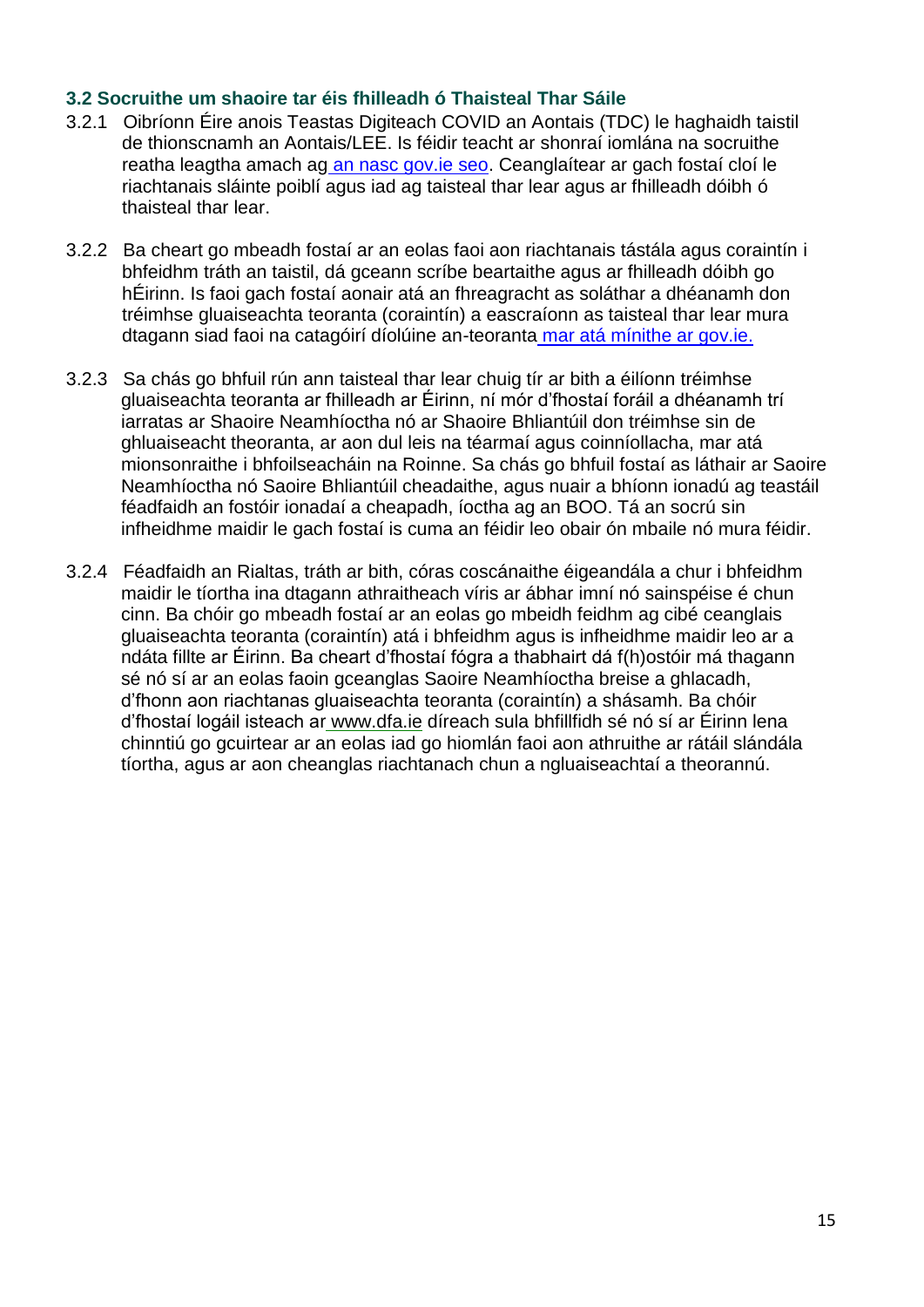### 3.2 Socruithe um shaoire tar éis fhilleadh ó Thaisteal Thar Sáile

3.2.1 Oibríonn Éire anois Teastas Digiteach COVID an Aontais (TDC) le haghaidh taistil de thionscnamh an Aontais/LEE. Is féidir teacht ar shonraí iomlána na socruithe reatha leagtha amach ag an nasc gov.ie seo. Ceanglaítear ar gach fostaí cloí le riachtanais sláinte poiblí agus iad ag taisteal thar lear agus ar fhilleadh dóibh ó thaisteal thar lear.

3.2.2 Ba cheart go mbeadh fostaí ar an eolas faoi aon riachtanais tástála agus coraintín i bhfeidhm tráth an taistil, dá gceann scríbe beartaithe agus ar fhilleadh dóibh go hÉirinn. Is faoi gach fostaí aonair atá an fhreagracht as soláthar a dhéanamh don tréimhse gluaiseachta teoranta (coraintín) a eascraíonn as taisteal thar lear mura dtagann siad faoi na catagóirí díolúine an-teoranta mar atá mínithe ar gov.ie.

3.2.3 Sa chás go bhfuil rún ann taisteal thar lear chuig tír ar bith a éilíonn tréimhse gluaiseachta teoranta ar fhilleadh ar Éirinn, ní mór d'fhostaí foráil a dhéanamh trí iarratas ar Shaoire Neamhíoctha nó ar Shaoire Bhliantúil don tréimhse sin de ghluaiseacht theoranta, ar aon dul leis na téarmaí agus coinníollacha, mar atá mionsonraithe i bhfoilseacháin na Roinne. Sa chás go bhfuil fostaí as láthair ar Saoire Neamhíoctha nó Saoire Bhliantúil cheadaithe, agus nuair a bhíonn ionadú ag teastáil féadfaidh an fostóir ionadaí a cheapadh, íoctha ag an BOO. Tá an socrú sin infheidhme maidir le gach fostaí is cuma an féidir leo obair ón mbaile nó mura féidir.

3.2.4 Féadfaidh an Rialtas, tráth ar bith, córas coscánaithe éigeandála a chur i bhfeidhm maidir le tíortha ina dtagann athraitheach víris ar ábhar imní nó sainspéise é chun cinn. Ba chóir go mbeadh fostaí ar an eolas go mbeidh feidhm ag cibé ceanglais gluaiseachta teoranta (coraintín) atá i bhfeidhm agus is infheidhme maidir leo ar a ndáta fillte ar Éirinn. Ba cheart d'fhostaí fógra a thabhairt dá f(h)ostóir má thagann sé nó sí ar an eolas faoin gceanglas Saoire Neamhíoctha breise a ghlacadh, d'fhonn aon riachtanas gluaiseachta teoranta (coraintín) a shásamh. Ba chóir d'fhostaí logáil isteach ar www.dfa.ie díreach sula bhfillfidh sé nó sí ar Éirinn lena chinntiú go gcuirtear ar an eolas iad go hiomlán faoi aon athruithe ar rátáil slándála tíortha, agus ar aon cheanglas riachtanach chun a ngluaiseachtaí a theorannú.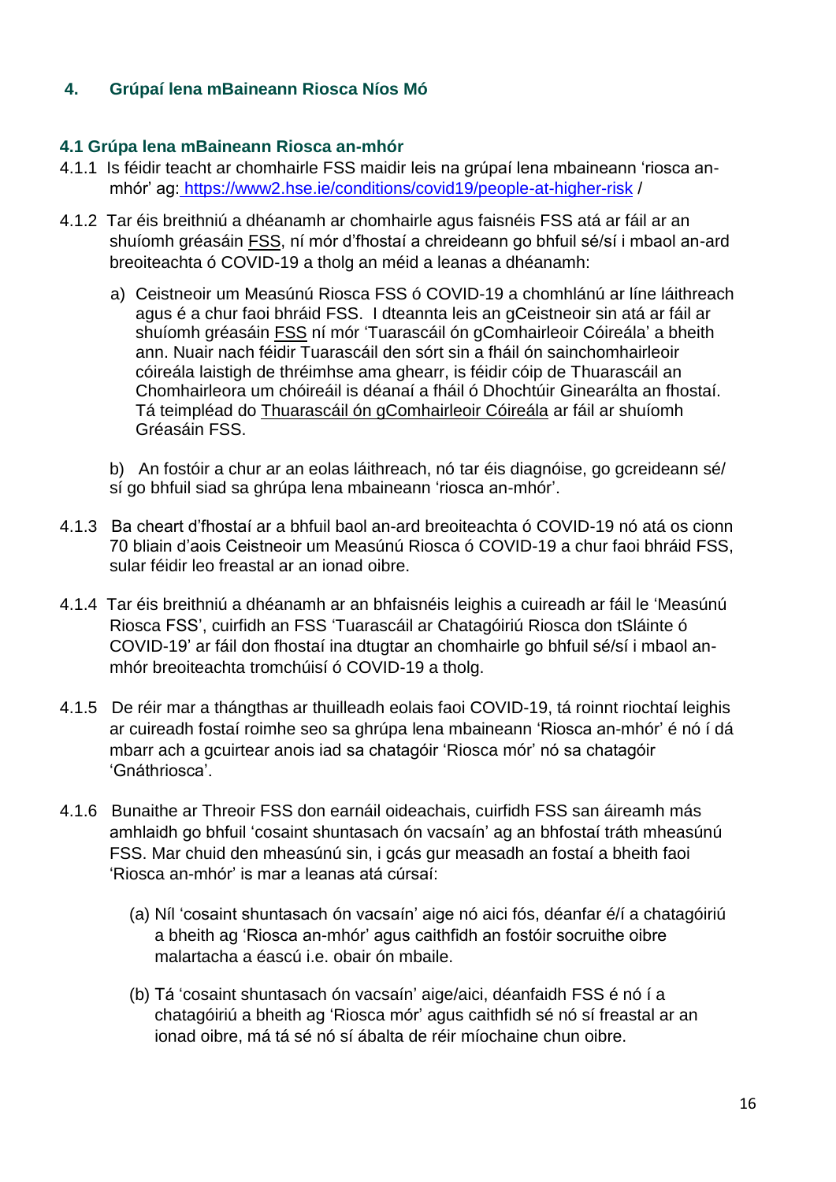## 4. Grúpaí lena mBaineann Riosca Níos Mó

### 4.1 Grúpa lena mBaineann Riosca an-mhór

4.1.1 Is féidir teacht ar chomhairle FSS maidir leis na grúpaí lena mbaineann 'riosca an-mhór' ag: https://www2.hse.ie/conditions/covid19/people-at-higher-risk /

4.1.2 Tar éis breithniú a dhéanamh ar chomhairle agus faisnéis FSS atá ar fáil ar an shuíomh gréasáin FSS, ní mór d'fhostaí a chreideann go bhfuil sé/sí i mbaol an-ard breoiteachta ó COVID-19 a tholg an méid a leanas a dhéanamh:

a) Ceistneoir um Measúnú Riosca FSS ó COVID-19 a chomhlánú ar líne láithreach agus é a chur faoi bhráid FSS. I dteannta leis an gCeistneoir sin atá ar fáil ar shuíomh gréasáin FSS ní mór 'Tuarascáil ón gComhairleoir Cóireála' a bheith ann. Nuair nach féidir Tuarascáil den sórt sin a fháil ón sainchomhairleoir cóireála laistigh de thréimhse ama ghearr, is féidir cóip de Thuarascáil an Chomhairleora um chóireáil is déanaí a fháil ó Dhochtúir Ginearálta an fhostaí. Tá teimpléad do Thuarascáil ón gComhairleoir Cóireála ar fáil ar shuíomh Gréasáin FSS.

b) An fostóir a chur ar an eolas láithreach, nó tar éis diagnóise, go gcreideann sé/ sí go bhfuil siad sa ghrúpa lena mbaineann 'riosca an-mhór'.

4.1.3 Ba cheart d'fhostaí ar a bhfuil baol an-ard breoiteachta ó COVID-19 nó atá os cionn 70 bliain d'aois Ceistneoir um Measúnú Riosca ó COVID-19 a chur faoi bhráid FSS, sular féidir leo freastal ar an ionad oibre.

4.1.4 Tar éis breithniú a dhéanamh ar an bhfaisnéis leighis a cuireadh ar fáil le 'Measúnú Riosca FSS', cuirfidh an FSS 'Tuarascáil ar Chatagóiriú Riosca don tSláinte ó COVID-19' ar fáil don fhostaí ina dtugtar an chomhairle go bhfuil sé/sí i mbaol an-mhór breoiteachta tromchúisí ó COVID-19 a tholg.

4.1.5 De réir mar a thángthas ar thuilleadh eolais faoi COVID-19, tá roinnt riochtaí leighis ar cuireadh fostaí roimhe seo sa ghrúpa lena mbaineann 'Riosca an-mhór' é nó í dá mbarr ach a gcuirtear anois iad sa chatagóir 'Riosca mór' nó sa chatagóir 'Gnáthriosca'.

4.1.6 Bunaithe ar Threoir FSS don earnáil oideachais, cuirfidh FSS san áireamh más amhlaidh go bhfuil 'cosaint shuntasach ón vacsaín' ag an bhfostaí tráth mheasúnú FSS. Mar chuid den mheasúnú sin, i gcás gur measadh an fostaí a bheith faoi 'Riosca an-mhór' is mar a leanas atá cúrsaí:

(a) Níl 'cosaint shuntasach ón vacsaín' aige nó aici fós, déanfar é/í a chatagóiriú a bheith ag 'Riosca an-mhór' agus caithfidh an fostóir socruithe oibre malartacha a éascú i.e. obair ón mbaile.

(b) Tá 'cosaint shuntasach ón vacsaín' aige/aici, déanfaidh FSS é nó í a chatagóiriú a bheith ag 'Riosca mór' agus caithfidh sé nó sí freastal ar an ionad oibre, má tá sé nó sí ábalta de réir míochaine chun oibre.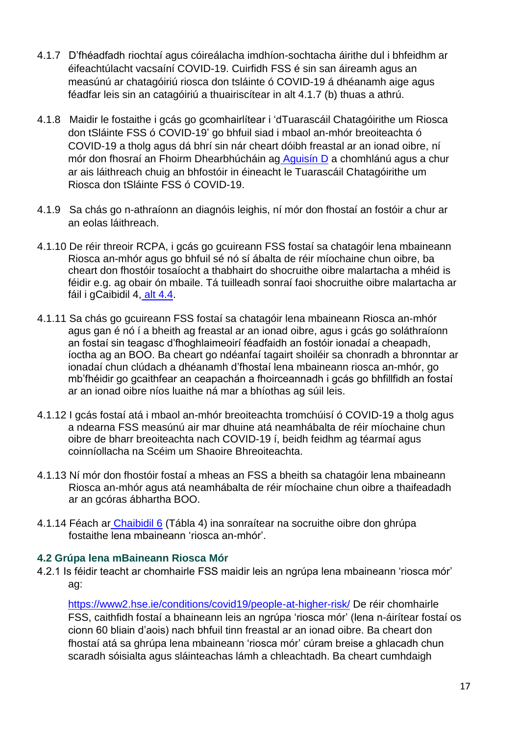4.1.7 D'fhéadfadh riochtaí agus cóireálacha imdhíon-sochtacha áirithe dul i bhfeidhm ar éifeachtúlacht vacsaíní COVID-19. Cuirfidh FSS é sin san áireamh agus an measúnú ar chatagóiriú riosca don tsláinte ó COVID-19 á dhéanamh aige agus féadfar leis sin an catagóiriú a thuairiscítear in alt 4.1.7 (b) thuas a athrú.

4.1.8 Maidir le fostaithe i gcás go gcomhairlítear i 'dTuarascáil Chatagóirithe um Riosca don tSláinte FSS ó COVID-19' go bhfuil siad i mbaol an-mhór breoiteachta ó COVID-19 a tholg agus dá bhrí sin nár cheart dóibh freastal ar an ionad oibre, ní mór don fhosraí an Fhoirm Dhearbhúcháin ag [Aguisín D](#) a chomhlánú agus a chur ar ais láithreach chuig an bhfostóir in éineacht le Tuarascáil Chatagóirithe um Riosca don tSláinte FSS ó COVID-19.

4.1.9 Sa chás go n-athraíonn an diagnóis leighis, ní mór don fhostaí an fostóir a chur ar an eolas láithreach.

4.1.10 De réir threoir RCPA, i gcás go gcuireann FSS fostaí sa chatagóir lena mbaineann Riosca an-mhór agus go bhfuil sé nó sí ábalta de réir míochaine chun oibre, ba cheart don fhostóir tosaíocht a thabhairt do shocruithe oibre malartacha a mhéid is féidir e.g. ag obair ón mbaile. Tá tuilleadh sonraí faoi shocruithe oibre malartacha ar fáil i gCaibidil 4, [alt 4.4](#).

4.1.11 Sa chás go gcuireann FSS fostaí sa chatagóir lena mbaineann Riosca an-mhór agus gan é nó í a bheith ag freastal ar an ionad oibre, agus i gcás go soláthraíonn an fostaí sin teagasc d'fhoghlaimeoirí féadfaidh an fostóir ionadaí a cheapadh, íoctha ag an BOO. Ba cheart go ndéanfaí tagairt shoiléir sa chonradh a bhronntar ar ionadaí chun clúdach a dhéanamh d'fhostaí lena mbaineann riosca an-mhór, go mb'fhéidir go gcaithfear an ceapachán a fhoirceannadh i gcás go bhfillfidh an fostaí ar an ionad oibre níos luaithe ná mar a bhíothas ag súil leis.

4.1.12 I gcás fostaí atá i mbaol an-mhór breoiteachta tromchúisí ó COVID-19 a tholg agus a ndearna FSS measúnú air mar dhuine atá neamhábalta de réir míochaine chun oibre de bharr breoiteachta nach COVID-19 í, beidh feidhm ag téarmaí agus coinníollacha na Scéim um Shaoire Bhreoiteachta.

4.1.13 Ní mór don fhostóir fostaí a mheas an FSS a bheith sa chatagóir lena mbaineann Riosca an-mhór agus atá neamhábalta de réir míochaine chun oibre a thaifeadadh ar an gcóras ábhartha BOO.

4.1.14 Féach ar [Chaibidil 6](#) (Tábla 4) ina sonraítear na socruithe oibre don ghrúpa fostaithe lena mbaineann 'riosca an-mhór'.

### 4.2 Grúpa lena mBaineann Riosca Mór

4.2.1 Is féidir teacht ar chomhairle FSS maidir leis an ngrúpa lena mbaineann 'riosca mór' ag:

[https://www2.hse.ie/conditions/covid19/people-at-higher-risk/](https://www2.hse.ie/conditions/covid19/people-at-higher-risk/) De réir chomhairle FSS, caithfidh fostaí a bhaineann leis an ngrúpa 'riosca mór' (lena n-áirítear fostaí os cionn 60 bliain d'aois) nach bhfuil tinn freastal ar an ionad oibre. Ba cheart don fhostaí atá sa ghrúpa lena mbaineann 'riosca mór' cúram breise a ghlacadh chun scaradh sóisialta agus sláinteachas lámh a chleachtadh. Ba cheart cumhdaigh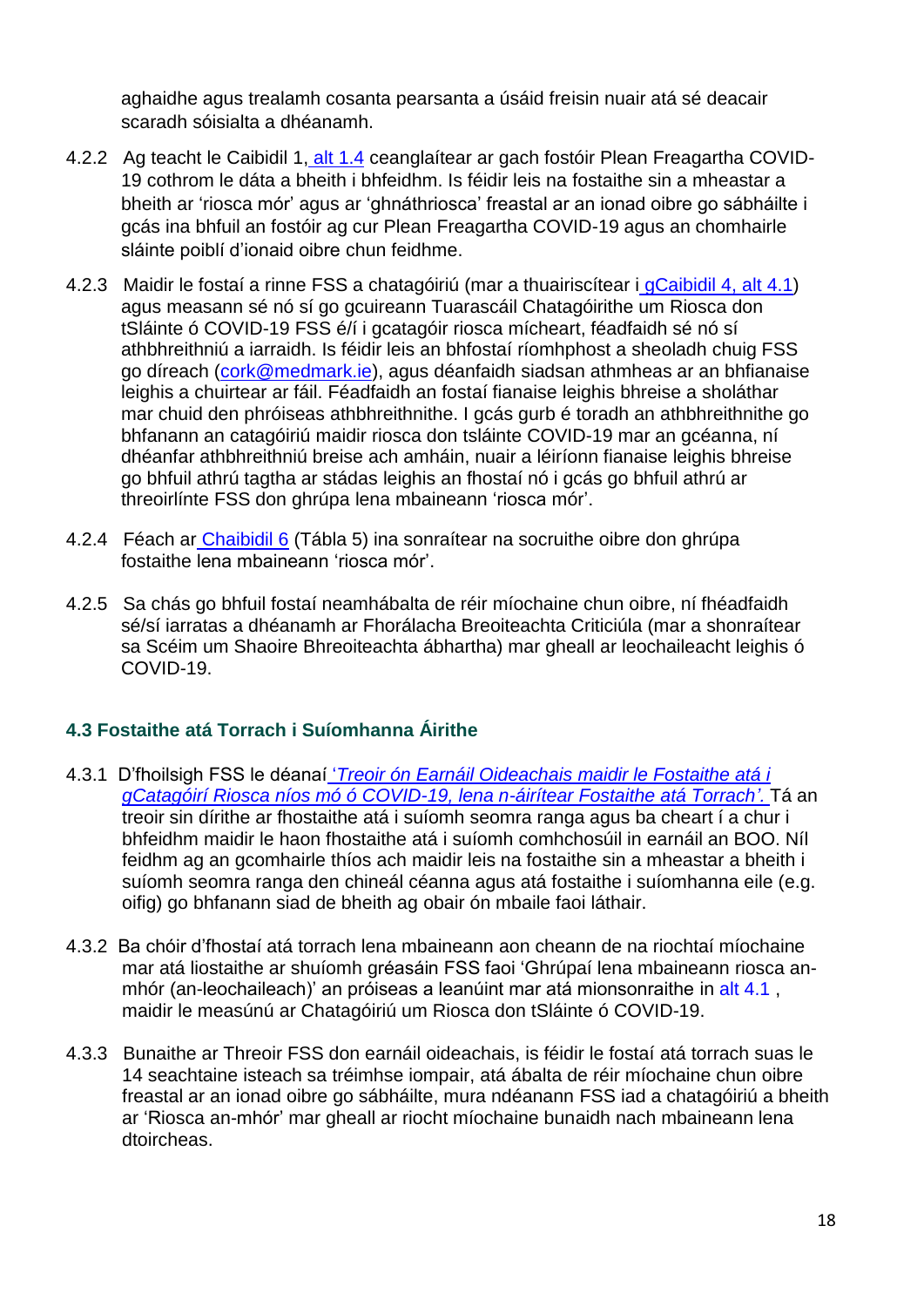aghaidhe agus trealamh cosanta pearsanta a úsáid freisin nuair atá sé deacair scaradh sóisialta a dhéanamh.

4.2.2 Ag teacht le Caibidil 1, alt 1.4 ceanglaítear ar gach fostóir Plean Freagartha COVID-19 cothrom le dáta a bheith i bhfeidhm. Is féidir leis na fostaithe sin a mheastar a bheith ar 'riosca mór' agus ar 'ghnáthriosca' freastal ar an ionad oibre go sábháilte i gcás ina bhfuil an fostóir ag cur Plean Freagartha COVID-19 agus an chomhairle sláinte poiblí d'ionaid oibre chun feidhme.

4.2.3 Maidir le fostaí a rinne FSS a chatagóiriú (mar a thuairiscítear i gCaibidil 4, alt 4.1) agus measann sé nó sí go gcuireann Tuarascáil Chatagóirithe um Riosca don tSláinte ó COVID-19 FSS é/í i gcatagóir riosca mícheart, féadfaidh sé nó sí athbhreithniú a iarraidh. Is féidir leis an bhfostaí ríomhphost a sheoladh chuig FSS go díreach (cork@medmark.ie), agus déanfaidh siadsan athmheas ar an bhfianaise leighis a chuirtear ar fáil. Féadfaidh an fostaí fianaise leighis bhreise a sholáthar mar chuid den phróiseas athbhreithnithe. I gcás gurb é toradh an athbhreithnithe go bhfanann an catagóiriú maidir riosca don tsláinte COVID-19 mar an gcéanna, ní dhéanfar athbhreithniú breise ach amháin, nuair a léiríonn fianaise leighis bhreise go bhfuil athrú tagtha ar stádas leighis an fhostaí nó i gcás go bhfuil athrú ar threoirlínte FSS don ghrúpa lena mbaineann 'riosca mór'.

4.2.4 Féach ar Chaibidil 6 (Tábla 5) ina sonraítear na socruithe oibre don ghrúpa fostaithe lena mbaineann 'riosca mór'.

4.2.5 Sa chás go bhfuil fostaí neamhábalta de réir míochaine chun oibre, ní fhéadfaidh sé/sí iarratas a dhéanamh ar Fhorálacha Breoiteachta Criticiúla (mar a shonraítear sa Scéim um Shaoire Bhreoiteachta ábhartha) mar gheall ar leochaileacht leighis ó COVID-19.

### 4.3 Fostaithe atá Torrach i Suíomhanna Áirithe

4.3.1 D'fhoilsigh FSS le déanaí *'Treoir ón Earnáil Oideachais maidir le Fostaithe atá i gCatagóirí Riosca níos mó ó COVID-19, lena n-áirítear Fostaithe atá Torrach'.* Tá an treoir sin dírithe ar fhostaithe atá i suíomh seomra ranga agus ba cheart í a chur i bhfeidhm maidir le haon fhostaithe atá i suíomh comhchosúil in earnáil an BOO. Níl feidhm ag an gcomhairle thíos ach maidir leis na fostaithe sin a mheastar a bheith i suíomh seomra ranga den chineál céanna agus atá fostaithe i suíomhanna eile (e.g. oifig) go bhfanann siad de bheith ag obair ón mbaile faoi láthair.

4.3.2 Ba chóir d'fhostaí atá torrach lena mbaineann aon cheann de na riochtaí míochaine mar atá liostaithe ar shuíomh gréasáin FSS faoi 'Ghrúpaí lena mbaineann riosca an-mhór (an-leochaileach)' an próiseas a leanúint mar atá mionsonraithe in alt 4.1 , maidir le measúnú ar Chatagóiriú um Riosca don tSláinte ó COVID-19.

4.3.3 Bunaithe ar Threoir FSS don earnáil oideachais, is féidir le fostaí atá torrach suas le 14 seachtaine isteach sa tréimhse iompair, atá ábalta de réir míochaine chun oibre freastal ar an ionad oibre go sábháilte, mura ndéanann FSS iad a chatagóiriú a bheith ar 'Riosca an-mhór' mar gheall ar riocht míochaine bunaidh nach mbaineann lena dtoircheas.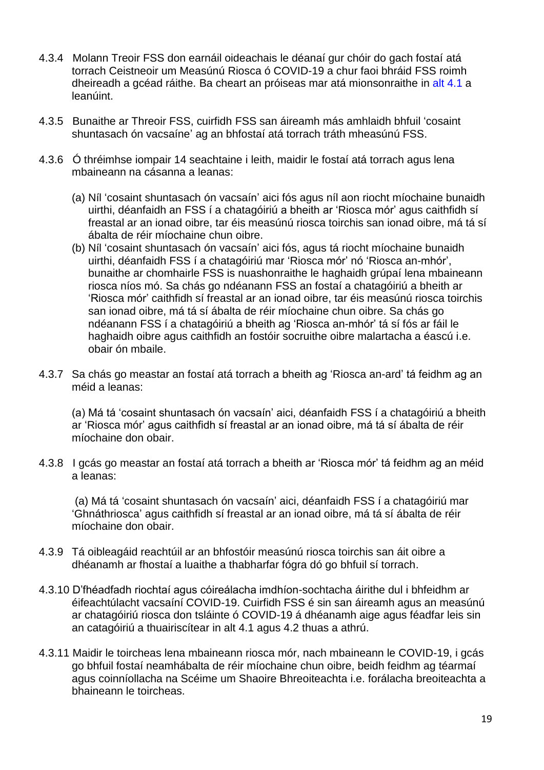4.3.4 Molann Treoir FSS don earnáil oideachais le déanaí gur chóir do gach fostaí atá torrach Ceistneoir um Measúnú Riosca ó COVID-19 a chur faoi bhráid FSS roimh dheireadh a gcéad ráithe. Ba cheart an próiseas mar atá mionsonraithe in alt 4.1 a leanúint.

4.3.5 Bunaithe ar Threoir FSS, cuirfidh FSS san áireamh más amhlaidh bhfuil 'cosaint shuntasach ón vacsaíne' ag an bhfostaí atá torrach tráth mheasúnú FSS.

4.3.6 Ó thréimhse iompair 14 seachtaine i leith, maidir le fostaí atá torrach agus lena mbaineann na cásanna a leanas:

(a) Níl 'cosaint shuntasach ón vacsaín' aici fós agus níl aon riocht míochaine bunaidh uirthi, déanfaidh an FSS í a chatagóiriú a bheith ar 'Riosca mór' agus caithfidh sí freastal ar an ionad oibre, tar éis measúnú riosca toirchis san ionad oibre, má tá sí ábalta de réir míochaine chun oibre.

(b) Níl 'cosaint shuntasach ón vacsaín' aici fós, agus tá riocht míochaine bunaidh uirthi, déanfaidh FSS í a chatagóiriú mar 'Riosca mór' nó 'Riosca an-mhór', bunaithe ar chomhairle FSS is nuashonraithe le haghaidh grúpaí lena mbaineann riosca níos mó. Sa chás go ndéanann FSS an fostaí a chatagóiriú a bheith ar 'Riosca mór' caithfidh sí freastal ar an ionad oibre, tar éis measúnú riosca toirchis san ionad oibre, má tá sí ábalta de réir míochaine chun oibre. Sa chás go ndéanann FSS í a chatagóiriú a bheith ag 'Riosca an-mhór' tá sí fós ar fáil le haghaidh oibre agus caithfidh an fostóir socruithe oibre malartacha a éascú i.e. obair ón mbaile.

4.3.7 Sa chás go meastar an fostaí atá torrach a bheith ag 'Riosca an-ard' tá feidhm ag an méid a leanas:

(a) Má tá 'cosaint shuntasach ón vacsaín' aici, déanfaidh FSS í a chatagóiriú a bheith ar 'Riosca mór' agus caithfidh sí freastal ar an ionad oibre, má tá sí ábalta de réir míochaine don obair.

4.3.8 I gcás go meastar an fostaí atá torrach a bheith ar 'Riosca mór' tá feidhm ag an méid a leanas:

(a) Má tá 'cosaint shuntasach ón vacsaín' aici, déanfaidh FSS í a chatagóiriú mar 'Ghnáthriosca' agus caithfidh sí freastal ar an ionad oibre, má tá sí ábalta de réir míochaine don obair.

4.3.9 Tá oibleagáid reachtúil ar an bhfostóir measúnú riosca toirchis san áit oibre a dhéanamh ar fhostaí a luaithe a thabharfar fógra dó go bhfuil sí torrach.

4.3.10 D'fhéadfadh riochtaí agus cóireálacha imdhíon-sochtacha áirithe dul i bhfeidhm ar éifeachtúlacht vacsaíní COVID-19. Cuirfidh FSS é sin san áireamh agus an measúnú ar chatagóiriú riosca don tsláinte ó COVID-19 á dhéanamh aige agus féadfar leis sin an catagóiriú a thuairiscítear in alt 4.1 agus 4.2 thuas a athrú.

4.3.11 Maidir le toircheas lena mbaineann riosca mór, nach mbaineann le COVID-19, i gcás go bhfuil fostaí neamhábalta de réir míochaine chun oibre, beidh feidhm ag téarmaí agus coinníollacha na Scéime um Shaoire Bhreoiteachta i.e. forálacha breoiteachta a bhaineann le toircheas.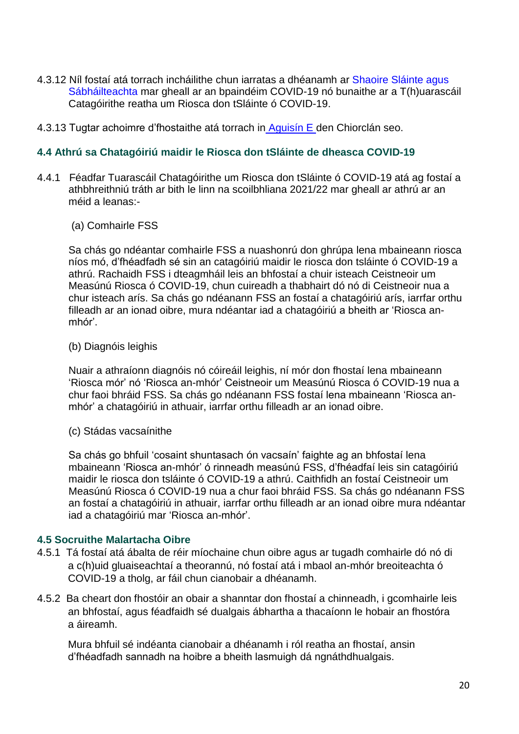4.3.12 Níl fostaí atá torrach incháilithe chun iarratas a dhéanamh ar Shaoire Sláinte agus Sábháilteachta mar gheall ar an bpaindéim COVID-19 nó bunaithe ar a T(h)uarascáil Catagóirithe reatha um Riosca don tSláinte ó COVID-19.

4.3.13 Tugtar achoimre d'fhostaithe atá torrach in Aguisín E den Chiorclán seo.

### 4.4 Athrú sa Chatagóiriú maidir le Riosca don tSláinte de dheasca COVID-19

4.4.1 Féadfar Tuarascáil Chatagóirithe um Riosca don tSláinte ó COVID-19 atá ag fostaí a athbhreithniú tráth ar bith le linn na scoilbhliana 2021/22 mar gheall ar athrú ar an méid a leanas:-

(a) Comhairle FSS

Sa chás go ndéantar comhairle FSS a nuashonrú don ghrúpa lena mbaineann riosca níos mó, d'fhéadfadh sé sin an catagóiriú maidir le riosca don tsláinte ó COVID-19 a athrú. Rachaidh FSS i dteagmháil leis an bhfostaí a chuir isteach Ceistneoir um Measúnú Riosca ó COVID-19, chun cuireadh a thabhairt dó nó di Ceistneoir nua a chur isteach arís. Sa chás go ndéanann FSS an fostaí a chatagóiriú arís, iarrfar orthu filleadh ar an ionad oibre, mura ndéantar iad a chatagóiriú a bheith ar 'Riosca an-mhór'.

(b) Diagnóis leighis

Nuair a athraíonn diagnóis nó cóireáil leighis, ní mór don fhostaí lena mbaineann 'Riosca mór' nó 'Riosca an-mhór' Ceistneoir um Measúnú Riosca ó COVID-19 nua a chur faoi bhráid FSS. Sa chás go ndéanann FSS fostaí lena mbaineann 'Riosca an-mhór' a chatagóiriú in athuair, iarrfar orthu filleadh ar an ionad oibre.

(c) Stádas vacsaínithe

Sa chás go bhfuil 'cosaint shuntasach ón vacsaín' faighte ag an bhfostaí lena mbaineann 'Riosca an-mhór' ó rinneadh measúnú FSS, d'fhéadfaí leis sin catagóiriú maidir le riosca don tsláinte ó COVID-19 a athrú. Caithfidh an fostaí Ceistneoir um Measúnú Riosca ó COVID-19 nua a chur faoi bhráid FSS. Sa chás go ndéanann FSS an fostaí a chatagóiriú in athuair, iarrfar orthu filleadh ar an ionad oibre mura ndéantar iad a chatagóiriú mar 'Riosca an-mhór'.

### 4.5 Socruithe Malartacha Oibre

4.5.1 Tá fostaí atá ábalta de réir míochaine chun oibre agus ar tugadh comhairle dó nó di a c(h)uid gluaiseachtaí a theorannú, nó fostaí atá i mbaol an-mhór breoiteachta ó COVID-19 a tholg, ar fáil chun cianobair a dhéanamh.

4.5.2 Ba cheart don fhostóir an obair a shanntar don fhostaí a chinneadh, i gcomhairle leis an bhfostaí, agus féadfaidh sé dualgais ábhartha a thacaíonn le hobair an fhostóra a áireamh.

Mura bhfuil sé indéanta cianobair a dhéanamh i ról reatha an fhostaí, ansin d'fhéadfadh sannadh na hoibre a bheith lasmuigh dá ngnáthdhualgais.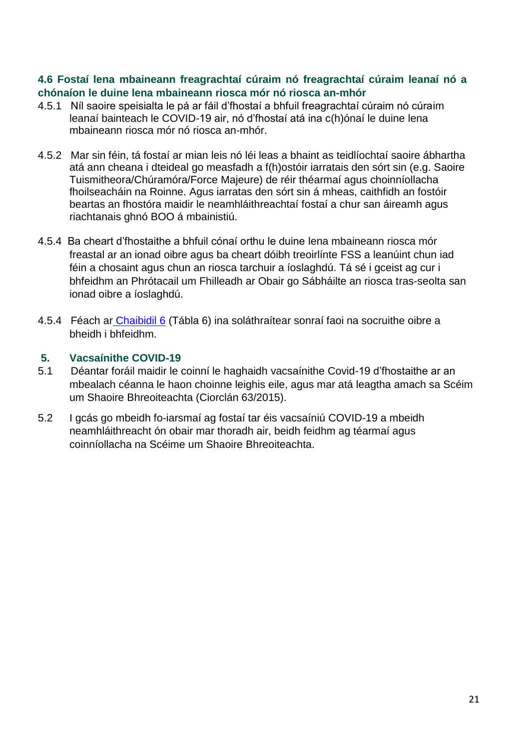### 4.6 Fostaí lena mbaineann freagrachtaí cúraim nó freagrachtaí cúraim leanaí nó a chónaíon le duine lena mbaineann riosca mór nó riosca an-mhór

4.5.1 Níl saoire speisialta le pá ar fáil d'fhostaí a bhfuil freagrachtaí cúraim nó cúraim leanaí bainteach le COVID-19 air, nó d'fhostaí atá ina c(h)ónaí le duine lena mbaineann riosca mór nó riosca an-mhór.

4.5.2 Mar sin féin, tá fostaí ar mian leis nó léi leas a bhaint as teidlíochtaí saoire ábhartha atá ann cheana i dteideal go measfadh a f(h)ostóir iarratais den sórt sin (e.g. Saoire Tuismitheora/Chúramóra/Force Majeure) de réir théarmaí agus choinníollacha fhoilseacháin na Roinne. Agus iarratas den sórt sin á mheas, caithfidh an fostóir beartas an fhostóra maidir le neamhláithreachtaí fostaí a chur san áireamh agus riachtanais ghnó BOO á mbainistiú.

4.5.4 Ba cheart d'fhostaithe a bhfuil cónaí orthu le duine lena mbaineann riosca mór freastal ar an ionad oibre agus ba cheart dóibh treoirlínte FSS a leanúint chun iad féin a chosaint agus chun an riosca tarchuir a íoslaghdú. Tá sé i gceist ag cur i bhfeidhm an Phrótacail um Fhilleadh ar Obair go Sábháilte an riosca tras-seolta san ionad oibre a íoslaghdú.

4.5.4 Féach ar Chaibidil 6 (Tábla 6) ina soláthraítear sonraí faoi na socruithe oibre a bheidh i bhfeidhm.

## 5. Vacsaínithe COVID-19

5.1 Déantar foráil maidir le coinní le haghaidh vacsaínithe Covid-19 d'fhostaithe ar an mbealach céanna le haon choinne leighis eile, agus mar atá leagtha amach sa Scéim um Shaoire Bhreoiteachta (Ciorclán 63/2015).

5.2 I gcás go mbeidh fo-iarsmaí ag fostaí tar éis vacsaíniú COVID-19 a mbeidh neamhláithreacht ón obair mar thoradh air, beidh feidhm ag téarmaí agus coinníollacha na Scéime um Shaoire Bhreoiteachta.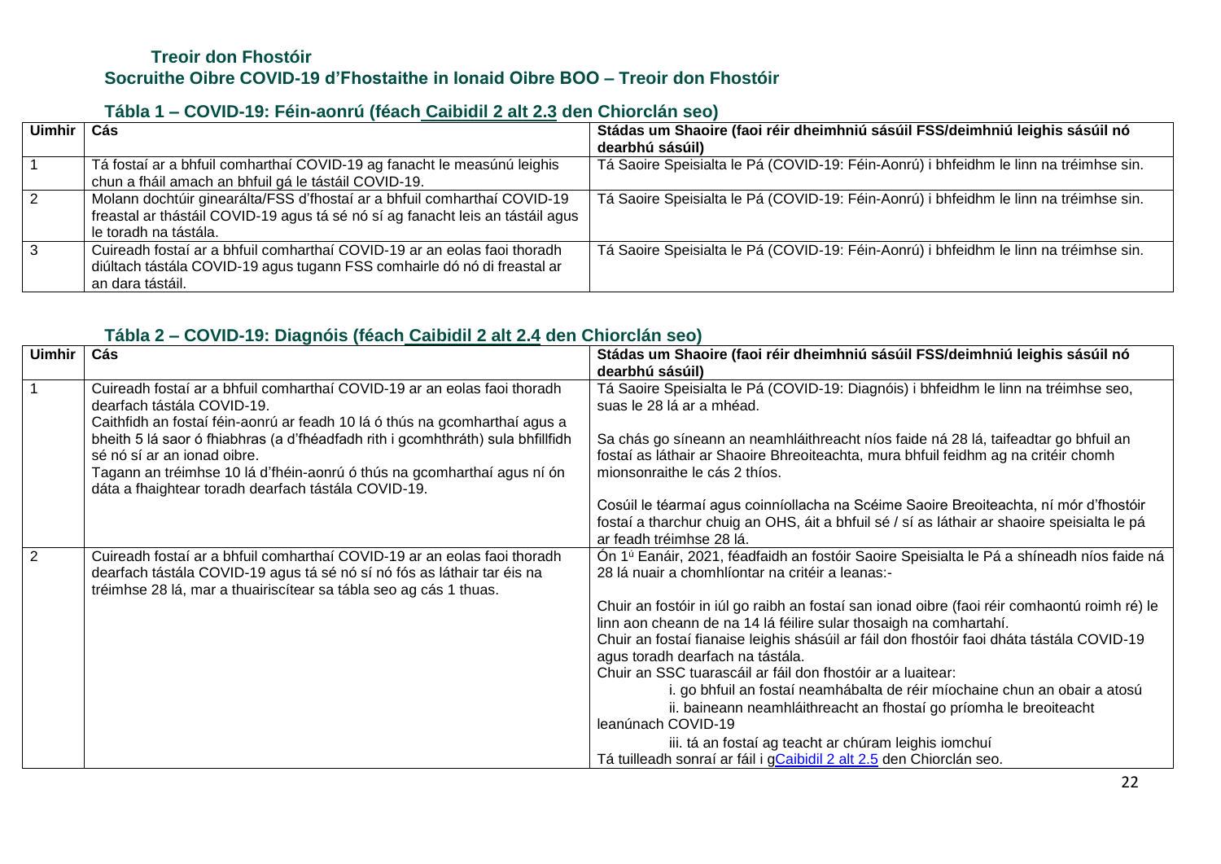# Treoir don Fhostóir

## Socruithe Oibre COVID-19 d'Fhostaithe in Ionaid Oibre BOO – Treoir don Fhostóir

### Tábla 1 – COVID-19: Féin-aonrú (féach Caibidil 2 alt 2.3 den Chiorclán seo)

| Uimhir | Cás | Stádas um Shaoire (faoi réir dheimhniú sásúil FSS/deimhniú leighis sásúil nó dearbhú sásúil) |
|---|---|---|
| 1 | Tá fostaí ar a bhfuil comharthaí COVID-19 ag fanacht le measúnú leighis chun a fháil amach an bhfuil gá le tástáil COVID-19. | Tá Saoire Speisialta le Pá (COVID-19: Féin-Aonrú) i bhfeidhm le linn na tréimhse sin. |
| 2 | Molann dochtúir ginearálta/FSS d'fhostaí ar a bhfuil comharthaí COVID-19 freastal ar thástáil COVID-19 agus tá sé nó sí ag fanacht leis an tástáil agus le toradh na tástála. | Tá Saoire Speisialta le Pá (COVID-19: Féin-Aonrú) i bhfeidhm le linn na tréimhse sin. |
| 3 | Cuireadh fostaí ar a bhfuil comharthaí COVID-19 ar an eolas faoi thoradh diúltach tástála COVID-19 agus tugann FSS comhairle dó nó di freastal ar an dara tástáil. | Tá Saoire Speisialta le Pá (COVID-19: Féin-Aonrú) i bhfeidhm le linn na tréimhse sin. |

### Tábla 2 – COVID-19: Diagnóis (féach Caibidil 2 alt 2.4 den Chiorclán seo)

| Uimhir | Cás | Stádas um Shaoire (faoi réir dheimhniú sásúil FSS/deimhniú leighis sásúil nó dearbhú sásúil) |
|---|---|---|
| 1 | Cuireadh fostaí ar a bhfuil comharthaí COVID-19 ar an eolas faoi thoradh dearfach tástála COVID-19.<br>Caithfidh an fostaí féin-aonrú ar feadh 10 lá ó thús na gcomharthaí agus a bheith 5 lá saor ó fhiabhras (a d'fhéadfadh rith i gcomhthráth) sula bhfillfidh sé nó sí ar an ionad oibre.<br>Tagann an tréimhse 10 lá d'fhéin-aonrú ó thús na gcomharthaí agus ní ón dáta a fhaightear toradh dearfach tástála COVID-19. | Tá Saoire Speisialta le Pá (COVID-19: Diagnóis) i bhfeidhm le linn na tréimhse seo, suas le 28 lá ar a mhéad.<br><br>Sa chás go síneann an neamhláithreacht níos faide ná 28 lá, taifeadtar go bhfuil an fostaí as láthair ar Shaoire Bhreoiteachta, mura bhfuil feidhm ag na critéir chomh mionsonraithe le cás 2 thíos.<br><br>Cosúil le téarmaí agus coinníollacha na Scéime Saoire Breoiteachta, ní mór d'fhostóir fostaí a tharchur chuig an OHS, áit a bhfuil sé / sí as láthair ar shaoire speisialta le pá ar feadh tréimhse 28 lá. |
| 2 | Cuireadh fostaí ar a bhfuil comharthaí COVID-19 ar an eolas faoi thoradh dearfach tástála COVID-19 agus tá sé nó sí nó fós as láthair tar éis na tréimhse 28 lá, mar a thuairiscítear sa tábla seo ag cás 1 thuas. | Ón 1ú Eanáir, 2021, féadfaidh an fostóir Saoire Speisialta le Pá a shíneadh níos faide ná 28 lá nuair a chomhlíontar na critéir a leanas:-<br><br>Chuir an fostóir in iúl go raibh an fostaí san ionad oibre (faoi réir comhaontú roimh ré) le linn aon cheann de na 14 lá féilire sular thosaigh na comhartahí.<br>Chuir an fostaí fianaise leighis shásúil ar fáil don fhostóir faoi dháta tástála COVID-19 agus toradh dearfach na tástála.<br>Chuir an SSC tuarascáil ar fáil don fhostóir ar a luaitear:<br>i. go bhfuil an fostaí neamhábalta de réir míochaine chun an obair a atosú<br>ii. baineann neamhláithreacht an fhostaí go príomha le breoiteacht leanúnach COVID-19<br>iii. tá an fostaí ag teacht ar chúram leighis iomchuí<br>Tá tuilleadh sonraí ar fáil i gCaibidil 2 alt 2.5 den Chiorclán seo. |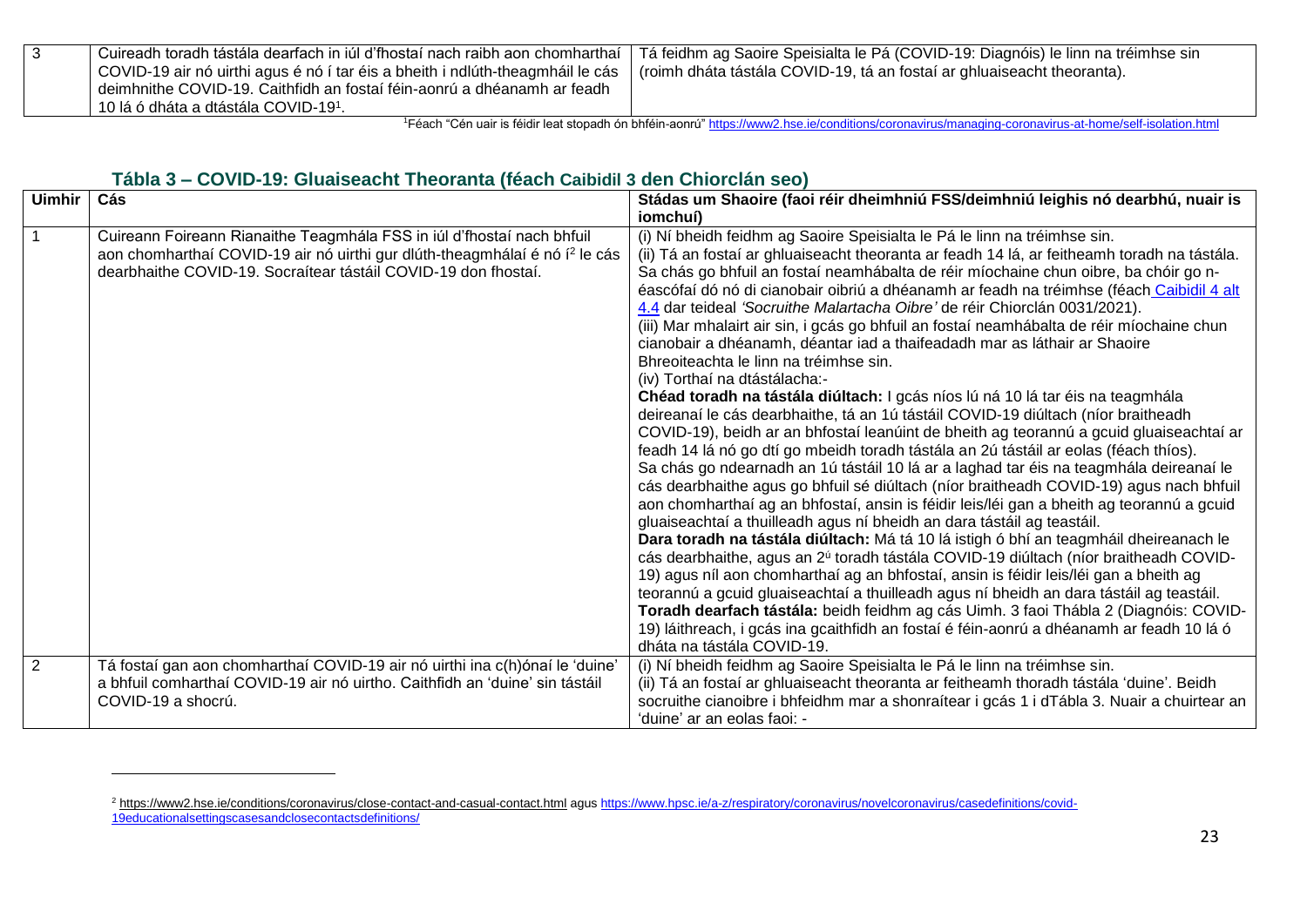| 3 | Cuireadh toradh tástála dearfach in iúl d'fhostaí nach raibh aon chomharthaí COVID-19 air nó uirthi agus é nó í tar éis a bheith i ndlúth-theagmháil le cás deimhnithe COVID-19. Caithfidh an fostaí féin-aonrú a dhéanamh ar feadh 10 lá ó dháta a dtástála COVID-19[1]. | Tá feidhm ag Saoire Speisialta le Pá (COVID-19: Diagnóis) le linn na tréimhse sin (roimh dháta tástála COVID-19, tá an fostaí ar ghluaiseacht theoranta). |
|---|---|---|

[1]Féach "Cén uair is féidir leat stopadh ón bhféin-aonrú" https://www2.hse.ie/conditions/coronavirus/managing-coronavirus-at-home/self-isolation.html

## Tábla 3 – COVID-19: Gluaiseacht Theoranta (féach Caibidil 3 den Chiorclán seo)

| Uimhir | Cás | Stádas um Shaoire (faoi réir dheimhniú FSS/deimhniú leighis nó dearbhú, nuair is iomchuí) |
|---|---|---|
| 1 | Cuireann Foireann Rianaithe Teagmhála FSS in iúl d'fhostaí nach bhfuil aon chomharthaí COVID-19 air nó uirthi gur dlúth-theagmhálaí é nó í[2] le cás dearbhaithe COVID-19. Socraítear tástáil COVID-19 don fhostaí. | (i) Ní bheidh feidhm ag Saoire Speisialta le Pá le linn na tréimhse sin.<br>(ii) Tá an fostaí ar ghluaiseacht theoranta ar feadh 14 lá, ar feitheamh toradh na tástála. Sa chás go bhfuil an fostaí neamhábalta de réir míochaine chun oibre, ba chóir go n-éascófaí dó nó di cianobair oibriú a dhéanamh ar feadh na tréimhse (féach Caibidil 4 alt 4.4 dar teideal *'Socruithe Malartacha Oibre'* de réir Chiorclán 0031/2021).<br>(iii) Mar mhalairt air sin, i gcás go bhfuil an fostaí neamhábalta de réir míochaine chun cianobair a dhéanamh, déantar iad a thaifeadadh mar as láthair ar Shaoire Bhreoiteachta le linn na tréimhse sin.<br>(iv) Torthaí na dtástálacha:-<br>**Chéad toradh na tástála diúltach:** I gcás níos lú ná 10 lá tar éis na teagmhála deireanaí le cás dearbhaithe, tá an 1ú tástáil COVID-19 diúltach (níor braitheadh COVID-19), beidh ar an bhfostaí leanúint de bheith ag teorannú a gcuid gluaiseachtaí ar feadh 14 lá nó go dtí go mbeidh toradh tástála an 2ú tástáil ar eolas (féach thíos).<br>Sa chás go ndearnadh an 1ú tástáil 10 lá ar a laghad tar éis na teagmhála deireanaí le cás dearbhaithe agus go bhfuil sé diúltach (níor braitheadh COVID-19) agus nach bhfuil aon chomharthaí ag an bhfostaí, ansin is féidir leis/léi gan a bheith ag teorannú a gcuid gluaiseachtaí a thuilleadh agus ní bheidh an dara tástáil ag teastáil.<br>**Dara toradh na tástála diúltach:** Má tá 10 lá istigh ó bhí an teagmháil dheireanach le cás dearbhaithe, agus an 2ú toradh tástála COVID-19 diúltach (níor braitheadh COVID-19) agus níl aon chomharthaí ag an bhfostaí, ansin is féidir leis/léi gan a bheith ag teorannú a gcuid gluaiseachtaí a thuilleadh agus ní bheidh an dara tástáil ag teastáil.<br>**Toradh dearfach tástála:** beidh feidhm ag cás Uimh. 3 faoi Thábla 2 (Diagnóis: COVID-19) láithreach, i gcás ina gcaithfidh an fostaí é féin-aonrú a dhéanamh ar feadh 10 lá ó dháta na tástála COVID-19. |
| 2 | Tá fostaí gan aon chomharthaí COVID-19 air nó uirthi ina c(h)ónaí le 'duine' a bhfuil comharthaí COVID-19 air nó uirtho. Caithfidh an 'duine' sin tástáil COVID-19 a shocrú. | (i) Ní bheidh feidhm ag Saoire Speisialta le Pá le linn na tréimhse sin.<br>(ii) Tá an fostaí ar ghluaiseacht theoranta ar feitheamh thoradh tástála 'duine'. Beidh socruithe cianoibre i bhfeidhm mar a shonraítear i gcás 1 i dTábla 3. Nuair a chuirtear an 'duine' ar an eolas faoi: - |

[2] https://www2.hse.ie/conditions/coronavirus/close-contact-and-casual-contact.html agus https://www.hpsc.ie/a-z/respiratory/coronavirus/novelcoronavirus/casedefinitions/covid-19educationalsettingscasesandclosecontactsdefinitions/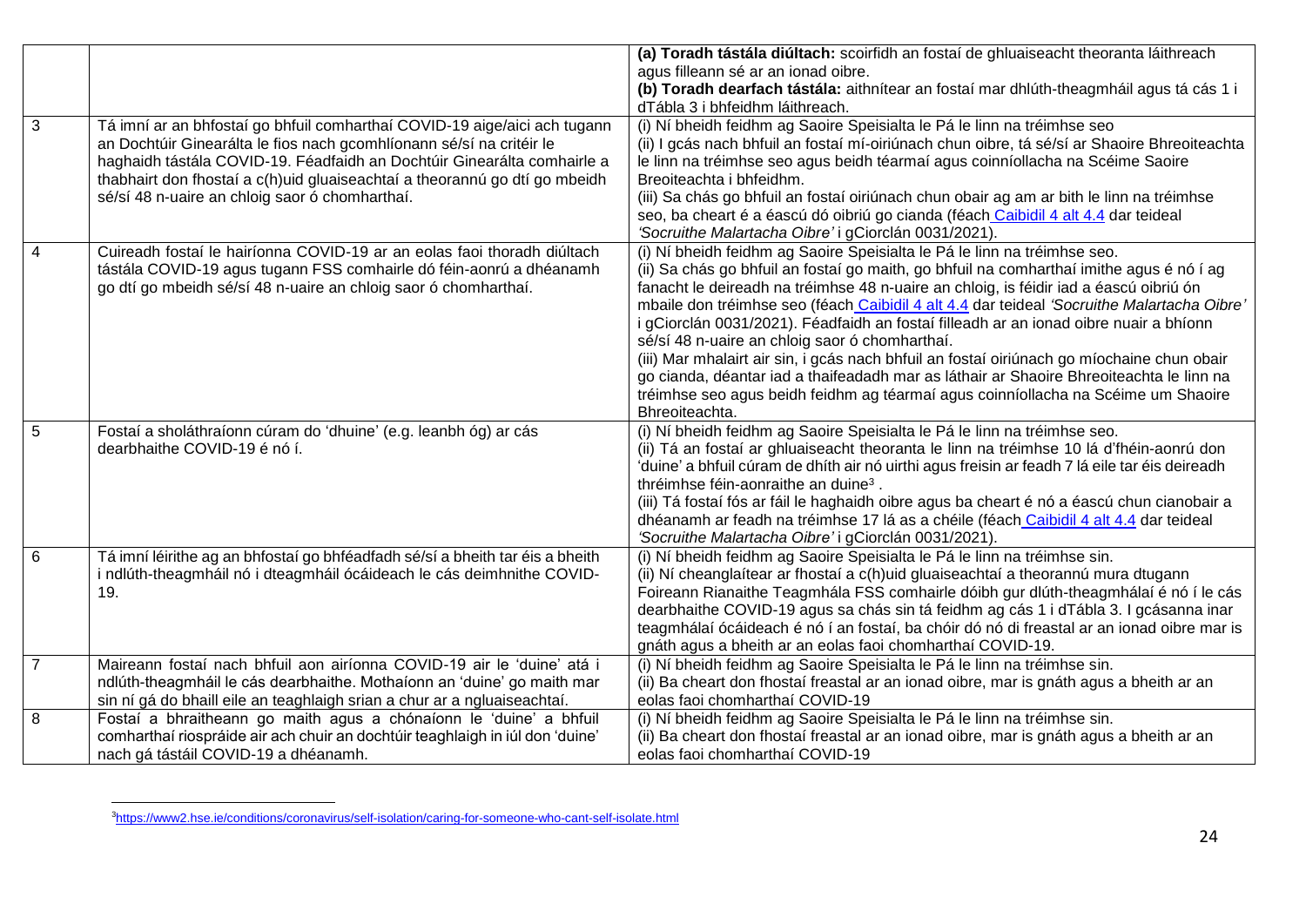| | | |
|---|---|---|
| | | **(a) Toradh tástála diúltach:** scoirfidh an fostaí de ghluaiseacht theoranta láithreach agus filleann sé ar an ionad oibre.<br>**(b) Toradh dearfach tástála:** aithnítear an fostaí mar dhlúth-theagmháil agus tá cás 1 i dTábla 3 i bhfeidhm láithreach. |
| 3 | Tá imní ar an bhfostaí go bhfuil comharthaí COVID-19 aige/aici ach tugann an Dochtúir Ginearálta le fios nach gcomhlíonann sé/sí na critéir le haghaidh tástála COVID-19. Féadfaidh an Dochtúir Ginearálta comhairle a thabhairt don fhostaí a c(h)uid gluaiseachtaí a theorannú go dtí go mbeidh sé/sí 48 n-uaire an chloig saor ó chomharthaí. | (i) Ní bheidh feidhm ag Saoire Speisialta le Pá le linn na tréimhse seo<br>(ii) I gcás nach bhfuil an fostaí mí-oiriúnach chun oibre, tá sé/sí ar Shaoire Bhreoiteachta le linn na tréimhse seo agus beidh téarmaí agus coinníollacha na Scéime Saoire Breoiteachta i bhfeidhm.<br>(iii) Sa chás go bhfuil an fostaí oiriúnach chun obair ag am ar bith le linn na tréimhse seo, ba cheart é a éascú dó oibriú go cianda (féach Caibidil 4 alt 4.4 dar teideal *'Socruithe Malartacha Oibre'* i gCiorclán 0031/2021). |
| 4 | Cuireadh fostaí le hairíonna COVID-19 ar an eolas faoi thoradh diúltach tástála COVID-19 agus tugann FSS comhairle dó féin-aonrú a dhéanamh go dtí go mbeidh sé/sí 48 n-uaire an chloig saor ó chomharthaí. | (i) Ní bheidh feidhm ag Saoire Speisialta le Pá le linn na tréimhse seo.<br>(ii) Sa chás go bhfuil an fostaí go maith, go bhfuil na comharthaí imithe agus é nó í ag fanacht le deireadh na tréimhse 48 n-uaire an chloig, is féidir iad a éascú oibriú ón mbaile don tréimhse seo (féach Caibidil 4 alt 4.4 dar teideal *'Socruithe Malartacha Oibre'* i gCiorclán 0031/2021). Féadfaidh an fostaí filleadh ar an ionad oibre nuair a bhíonn sé/sí 48 n-uaire an chloig saor ó chomharthaí.<br>(iii) Mar mhalairt air sin, i gcás nach bhfuil an fostaí oiriúnach go míochaine chun obair go cianda, déantar iad a thaifeadadh mar as láthair ar Shaoire Bhreoiteachta le linn na tréimhse seo agus beidh feidhm ag téarmaí agus coinníollacha na Scéime um Shaoire Bhreoiteachta. |
| 5 | Fostaí a sholáthraíonn cúram do 'dhuine' (e.g. leanbh óg) ar cás dearbhaithe COVID-19 é nó í. | (i) Ní bheidh feidhm ag Saoire Speisialta le Pá le linn na tréimhse seo.<br>(ii) Tá an fostaí ar ghluaiseacht theoranta le linn na tréimhse 10 lá d'fhéin-aonrú don 'duine' a bhfuil cúram de dhíth air nó uirthi agus freisin ar feadh 7 lá eile tar éis deireadh thréimhse féin-aonraithe an duine[3] .<br>(iii) Tá fostaí fós ar fáil le haghaidh oibre agus ba cheart é nó a éascú chun cianobair a dhéanamh ar feadh na tréimhse 17 lá as a chéile (féach Caibidil 4 alt 4.4 dar teideal *'Socruithe Malartacha Oibre'* i gCiorclán 0031/2021). |
| 6 | Tá imní léirithe ag an bhfostaí go bhféadfadh sé/sí a bheith tar éis a bheith i ndlúth-theagmháil nó i dteagmháil ócáideach le cás deimhnithe COVID-19. | (i) Ní bheidh feidhm ag Saoire Speisialta le Pá le linn na tréimhse sin.<br>(ii) Ní cheanglaítear ar fhostaí a c(h)uid gluaiseachtaí a theorannú mura dtugann Foireann Rianaithe Teagmhála FSS comhairle dóibh gur dlúth-theagmhálaí é nó í le cás dearbhaithe COVID-19 agus sa chás sin tá feidhm ag cás 1 i dTábla 3. I gcásanna inar teagmhálaí ócáideach é nó í an fostaí, ba chóir dó nó di freastal ar an ionad oibre mar is gnáth agus a bheith ar an eolas faoi chomharthaí COVID-19. |
| 7 | Maireann fostaí nach bhfuil aon airíonna COVID-19 air le 'duine' atá i ndlúth-theagmháil le cás dearbhaithe. Mothaíonn an 'duine' go maith mar sin ní gá do bhaill eile an teaghlaigh srian a chur ar a ngluaiseachtaí. | (i) Ní bheidh feidhm ag Saoire Speisialta le Pá le linn na tréimhse sin.<br>(ii) Ba cheart don fhostaí freastal ar an ionad oibre, mar is gnáth agus a bheith ar an eolas faoi chomharthaí COVID-19 |
| 8 | Fostaí a bhraitheann go maith agus a chónaíonn le 'duine' a bhfuil comharthaí riospráide air ach chuir an dochtúir teaghlaigh in iúl don 'duine' nach gá tástáil COVID-19 a dhéanamh. | (i) Ní bheidh feidhm ag Saoire Speisialta le Pá le linn na tréimhse sin.<br>(ii) Ba cheart don fhostaí freastal ar an ionad oibre, mar is gnáth agus a bheith ar an eolas faoi chomharthaí COVID-19 |

[3] https://www2.hse.ie/conditions/coronavirus/self-isolation/caring-for-someone-who-cant-self-isolate.html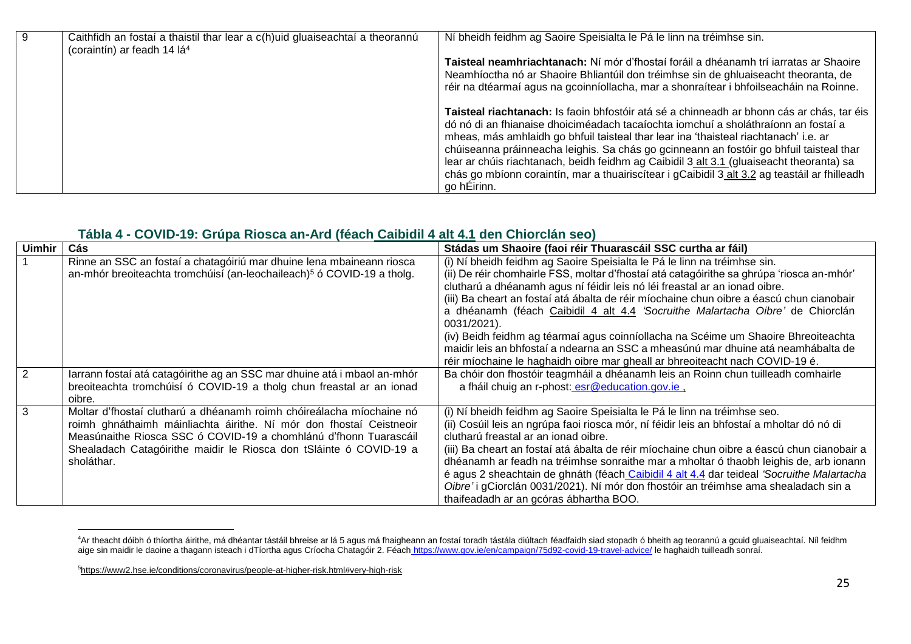| 9 | Caithfidh an fostaí a thaistil thar lear a c(h)uid gluaiseachtaí a theorannú (coraintín) ar feadh 14 lá[4] | Ní bheidh feidhm ag Saoire Speisialta le Pá le linn na tréimhse sin.<br><br>**Taisteal neamhriachtanach:** Ní mór d'fhostaí foráil a dhéanamh trí iarratas ar Shaoire Neamhíoctha nó ar Shaoire Bhliantúil don tréimhse sin de ghluaiseacht theoranta, de réir na dtéarmaí agus na gcoinníollacha, mar a shonraítear i bhfoilseacháin na Roinne.<br><br>**Taisteal riachtanach:** Is faoin bhfostóir atá sé a chinneadh ar bhonn cás ar chás, tar éis dó nó di an fhianaise dhoiciméadach tacaíochta iomchuí a sholáthraíonn an fostaí a mheas, más amhlaidh go bhfuil taisteal thar lear ina 'thaisteal riachtanach' i.e. ar chúiseanna práinneacha leighis. Sa chás go gcinneann an fostóir go bhfuil taisteal thar lear ar chúis riachtanach, beidh feidhm ag Caibidil 3 alt 3.1 (gluaiseacht theoranta) sa chás go mbíonn coraintín, mar a thuairiscítear i gCaibidil 3 alt 3.2 ag teastáil ar fhilleadh go hÉirinn. |
|---|---|---|

## Tábla 4 - COVID-19: Grúpa Riosca an-Ard (féach Caibidil 4 alt 4.1 den Chiorclán seo)

| Uimhir | Cás | Stádas um Shaoire (faoi réir Thuarascáil SSC curtha ar fáil) |
|---|---|---|
| 1 | Rinne an SSC an fostaí a chatagóiriú mar dhuine lena mbaineann riosca an-mhór breoiteachta tromchúisí (an-leochaileach)[5] ó COVID-19 a tholg. | (i) Ní bheidh feidhm ag Saoire Speisialta le Pá le linn na tréimhse sin.<br>(ii) De réir chomhairle FSS, moltar d'fhostaí atá catagóirithe sa ghrúpa 'riosca an-mhór' clutharú a dhéanamh agus ní féidir leis nó léi freastal ar an ionad oibre.<br>(iii) Ba cheart an fostaí atá ábalta de réir míochaine chun oibre a éascú chun cianobair a dhéanamh (féach Caibidil 4 alt 4.4 *'Socruithe Malartacha Oibre'* de Chiorclán 0031/2021).<br>(iv) Beidh feidhm ag téarmaí agus coinníollacha na Scéime um Shaoire Bhreoiteachta maidir leis an bhfostaí a ndearna an SSC a mheasúnú mar dhuine atá neamhábalta de réir míochaine le haghaidh oibre mar gheall ar bhreoiteacht nach COVID-19 é. |
| 2 | Iarrann fostaí atá catagóirithe ag an SSC mar dhuine atá i mbaol an-mhór breoiteachta tromchúisí ó COVID-19 a tholg chun freastal ar an ionad oibre. | Ba chóir don fhostóir teagmháil a dhéanamh leis an Roinn chun tuilleadh comhairle a fháil chuig an r-phost: esr@education.gov.ie , |
| 3 | Moltar d'fhostaí clutharú a dhéanamh roimh chóireálacha míochaine nó roimh ghnáthaimh máinliachta áirithe. Ní mór don fhostaí Ceistneoir Measúnaithe Riosca SSC ó COVID-19 a chomhlánú d'fhonn Tuarascáil Shealadach Catagóirithe maidir le Riosca don tSláinte ó COVID-19 a sholáthar. | (i) Ní bheidh feidhm ag Saoire Speisialta le Pá le linn na tréimhse seo.<br>(ii) Cosúil leis an ngrúpa faoi riosca mór, ní féidir leis an bhfostaí a mholtar dó nó di clutharú freastal ar an ionad oibre.<br>(iii) Ba cheart an fostaí atá ábalta de réir míochaine chun oibre a éascú chun cianobair a dhéanamh ar feadh na tréimhse sonraithe mar a mholtar ó thaobh leighis de, arb ionann é agus 2 sheachtain de ghnáth (féach Caibidil 4 alt 4.4 dar teideal *'Socruithe Malartacha Oibre'* i gCiorclán 0031/2021). Ní mór don fhostóir an tréimhse ama shealadach sin a thaifeadadh ar an gcóras ábhartha BOO. |

[4]Ar theacht dóibh ó thíortha áirithe, má dhéantar tástáil bhreise ar lá 5 agus má fhaigheann an fostaí toradh tástála diúltach féadfaidh siad stopadh ó bheith ag teorannú a gcuid gluaiseachtaí. Níl feidhm aige sin maidir le daoine a thagann isteach i dTíortha agus Críocha Chatagóir 2. Féach https://www.gov.ie/en/campaign/75d92-covid-19-travel-advice/ le haghaidh tuilleadh sonraí.

[5]https://www2.hse.ie/conditions/coronavirus/people-at-higher-risk.html#very-high-risk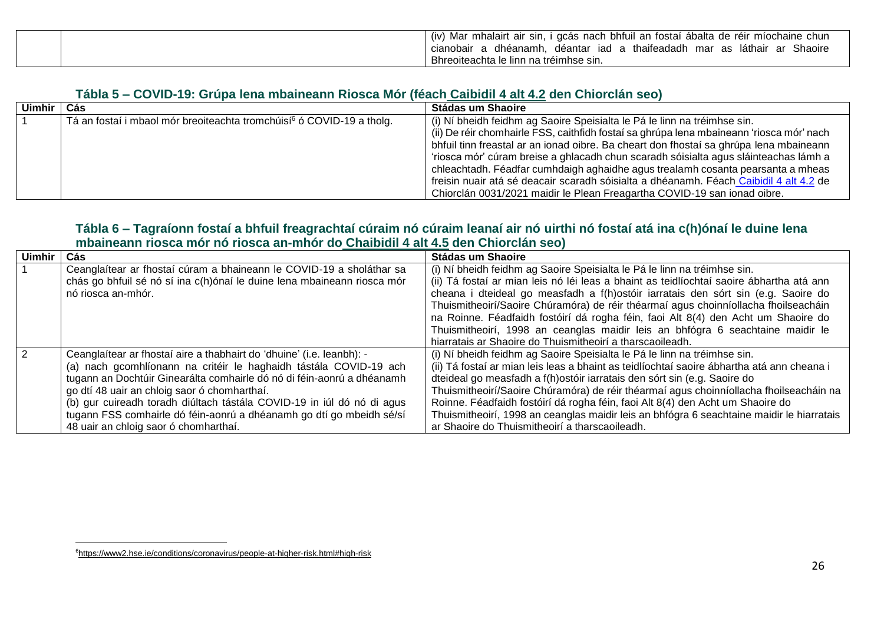| | | (iv) Mar mhalairt air sin, i gcás nach bhfuil an fostaí ábalta de réir míochaine chun cianobair a dhéanamh, déantar iad a thaifeadadh mar as láthair ar Shaoire Bhreoiteachta le linn na tréimhse sin. |
|---|---|---|

### Tábla 5 – COVID-19: Grúpa lena mbaineann Riosca Mór (féach Caibidil 4 alt 4.2 den Chiorclán seo)

| Uimhir | Cás | Stádas um Shaoire |
|---|---|---|
| 1 | Tá an fostaí i mbaol mór breoiteachta tromchúisí[6] ó COVID-19 a tholg. | (i) Ní bheidh feidhm ag Saoire Speisialta le Pá le linn na tréimhse sin.<br>(ii) De réir chomhairle FSS, caithfidh fostaí sa ghrúpa lena mbaineann 'riosca mór' nach bhfuil tinn freastal ar an ionad oibre. Ba cheart don fhostaí sa ghrúpa lena mbaineann 'riosca mór' cúram breise a ghlacadh chun scaradh sóisialta agus sláinteachas lámh a chleachtadh. Féadfar cumhdaigh aghaidhe agus trealamh cosanta pearsanta a mheas freisin nuair atá sé deacair scaradh sóisialta a dhéanamh. Féach Caibidil 4 alt 4.2 de Chiorclán 0031/2021 maidir le Plean Freagartha COVID-19 san ionad oibre. |

### Tábla 6 – Tagraíonn fostaí a bhfuil freagrachtaí cúraim nó cúraim leanaí air nó uirthi nó fostaí atá ina c(h)ónaí le duine lena mbaineann riosca mór nó riosca an-mhór do Chaibidil 4 alt 4.5 den Chiorclán seo)

| Uimhir | Cás | Stádas um Shaoire |
|---|---|---|
| 1 | Ceanglaítear ar fhostaí cúram a bhaineann le COVID-19 a sholáthar sa chás go bhfuil sé nó sí ina c(h)ónaí le duine lena mbaineann riosca mór nó riosca an-mhór. | (i) Ní bheidh feidhm ag Saoire Speisialta le Pá le linn na tréimhse sin.<br>(ii) Tá fostaí ar mian leis nó léi leas a bhaint as teidlíochtaí saoire ábhartha atá ann cheana i dteideal go measfadh a f(h)ostóir iarratais den sórt sin (e.g. Saoire do Thuismitheoirí/Saoire Chúramóra) de réir théarmaí agus choinníollacha fhoilseacháin na Roinne. Féadfaidh fostóirí dá rogha féin, faoi Alt 8(4) den Acht um Shaoire do Thuismitheoirí, 1998 an ceanglas maidir leis an bhfógra 6 seachtaine maidir le hiarratais ar Shaoire do Thuismitheoirí a tharscaoileadh. |
| 2 | Ceanglaítear ar fhostaí aire a thabhairt do 'dhuine' (i.e. leanbh): -<br>(a) nach gcomhlíonann na critéir le haghaidh tástála COVID-19 ach tugann an Dochtúir Ginearálta comhairle dó nó di féin-aonrú a dhéanamh go dtí 48 uair an chloig saor ó chomharthaí.<br>(b) gur cuireadh toradh diúltach tástála COVID-19 in iúl dó nó di agus tugann FSS comhairle dó féin-aonrú a dhéanamh go dtí go mbeidh sé/sí 48 uair an chloig saor ó chomharthaí. | (i) Ní bheidh feidhm ag Saoire Speisialta le Pá le linn na tréimhse sin.<br>(ii) Tá fostaí ar mian leis leas a bhaint as teidlíochtaí saoire ábhartha atá ann cheana i dteideal go measfadh a f(h)ostóir iarratais den sórt sin (e.g. Saoire do Thuismitheoirí/Saoire Chúramóra) de réir théarmaí agus choinníollacha fhoilseacháin na Roinne. Féadfaidh fostóirí dá rogha féin, faoi Alt 8(4) den Acht um Shaoire do Thuismitheoirí, 1998 an ceanglas maidir leis an bhfógra 6 seachtaine maidir le hiarratais ar Shaoire do Thuismitheoirí a tharscaoileadh. |

[6] https://www2.hse.ie/conditions/coronavirus/people-at-higher-risk.html#high-risk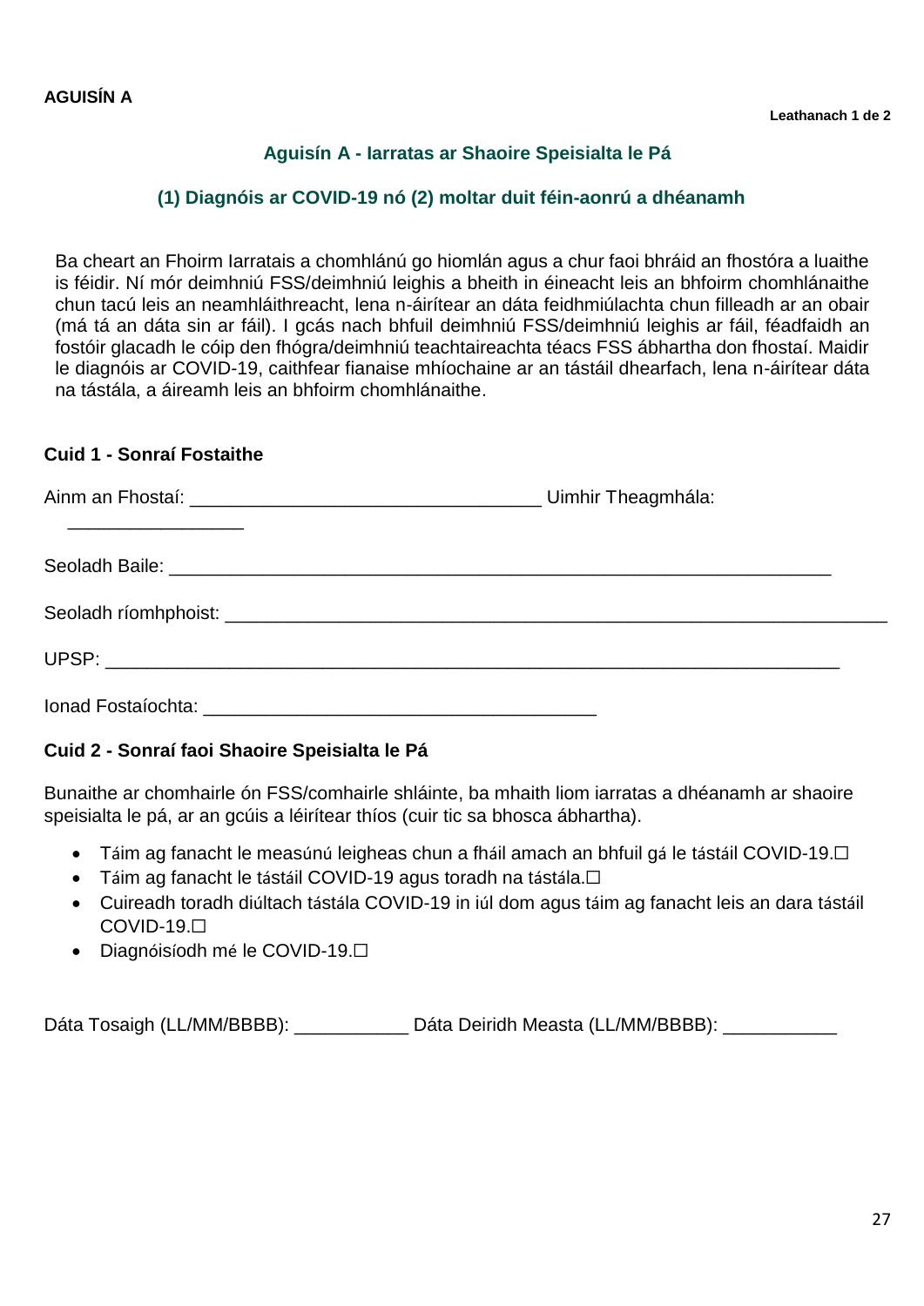**AGUISÍN A**

## Aguisín A - Iarratas ar Shaoire Speisialta le Pá

### (1) Diagnóis ar COVID-19 nó (2) moltar duit féin-aonrú a dhéanamh

Ba cheart an Fhoirm Iarratais a chomhlánú go hiomlán agus a chur faoi bhráid an fhostóra a luaithe is féidir. Ní mór deimhniú FSS/deimhniú leighis a bheith in éineacht leis an bhfoirm chomhlánaithe chun tacú leis an neamhláithreacht, lena n-áirítear an dáta feidhmiúlachta chun filleadh ar an obair (má tá an dáta sin ar fáil). I gcás nach bhfuil deimhniú FSS/deimhniú leighis ar fáil, féadfaidh an fostóir glacadh le cóip den fhógra/deimhniú teachtaireachta téacs FSS ábhartha don fhostaí. Maidir le diagnóis ar COVID-19, caithfear fianaise mhíochaine ar an tástáil dhearfach, lena n-áirítear dáta na tástála, a áireamh leis an bhfoirm chomhlánaithe.

**Cuid 1 - Sonraí Fostaithe**

Ainm an Fhostaí: _________________________________ Uimhir Theagmhála: _________________

Seoladh Baile: _______________________________________________________________

Seoladh ríomhphoist: _________________________________________________________

UPSP: _____________________________________________________________________

Ionad Fostaíochta: _____________________________________

**Cuid 2 - Sonraí faoi Shaoire Speisialta le Pá**

Bunaithe ar chomhairle ón FSS/comhairle shláinte, ba mhaith liom iarratas a dhéanamh ar shaoire speisialta le pá, ar an gcúis a léirítear thíos (cuir tic sa bhosca ábhartha).

- Táim ag fanacht le measúnú leigheas chun a fháil amach an bhfuil gá le tástáil COVID-19.☐
- Táim ag fanacht le tástáil COVID-19 agus toradh na tástála.☐
- Cuireadh toradh diúltach tástála COVID-19 in iúl dom agus táim ag fanacht leis an dara tástáil COVID-19.☐
- Diagnóisíodh mé le COVID-19.☐

Dáta Tosaigh (LL/MM/BBBB): ___________ Dáta Deiridh Measta (LL/MM/BBBB): ___________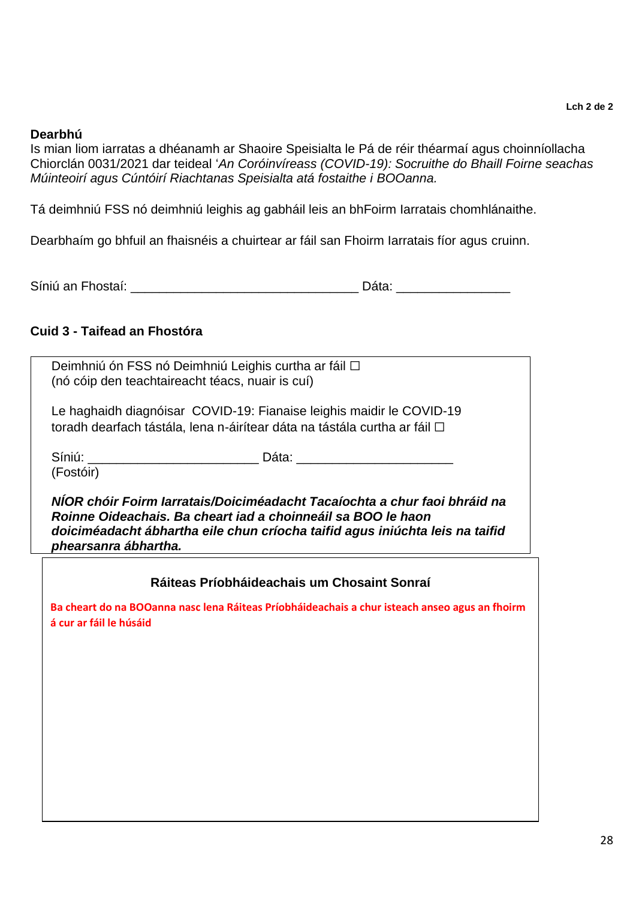**Dearbhú**

Is mian liom iarratas a dhéanamh ar Shaoire Speisialta le Pá de réir théarmaí agus choinníollacha Chiorclán 0031/2021 dar teideal '*An Coróinvíreass (COVID-19): Socruithe do Bhaill Foirne seachas Múinteoirí agus Cúntóirí Riachtanas Speisialta atá fostaithe i BOOanna.*

Tá deimhniú FSS nó deimhniú leighis ag gabháil leis an bhFoirm Iarratais chomhlánaithe.

Dearbhaím go bhfuil an fhaisnéis a chuirtear ar fáil san Fhoirm Iarratais fíor agus cruinn.

Síniú an Fhostaí: ________________________________ Dáta: ________________

**Cuid 3 - Taifead an Fhostóra**

Deimhniú ón FSS nó Deimhniú Leighis curtha ar fáil ☐
(nó cóip den teachtaireacht téacs, nuair is cuí)

Le haghaidh diagnóisar COVID-19: Fianaise leighis maidir le COVID-19 toradh dearfach tástála, lena n-áirítear dáta na tástála curtha ar fáil ☐

Síniú: ________________________ Dáta: ______________________
(Fostóir)

***NÍOR chóir Foirm Iarratais/Doiciméadacht Tacaíochta a chur faoi bhráid na Roinne Oideachais. Ba cheart iad a choinneáil sa BOO le haon doiciméadacht ábhartha eile chun críocha taifid agus iniúchta leis na taifid phearsanra ábhartha.***

**Ráiteas Príobháideachais um Chosaint Sonraí**

**Ba cheart do na BOOanna nasc lena Ráiteas Príobháideachais a chur isteach anseo agus an fhoirm á cur ar fáil le húsáid**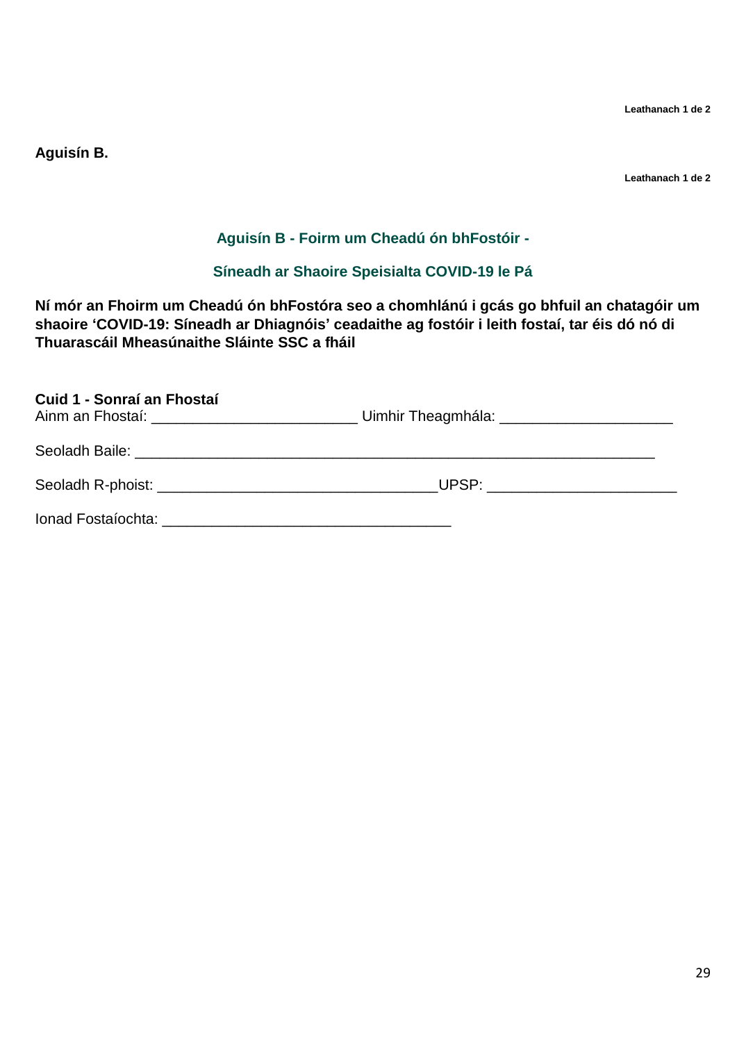**Aguisín B.**

## Aguisín B - Foirm um Cheadú ón bhFostóir -

## Síneadh ar Shaoire Speisialta COVID-19 le Pá

**Ní mór an Fhoirm um Cheadú ón bhFostóra seo a chomhlánú i gcás go bhfuil an chatagóir um shaoire 'COVID-19: Síneadh ar Dhiagnóis' ceadaithe ag fostóir i leith fostaí, tar éis dó nó di Thuarascáil Mheasúnaithe Sláinte SSC a fháil**

**Cuid 1 - Sonraí an Fhostaí**

Ainm an Fhostaí: _________________________ Uimhir Theagmhála: _____________________

Seoladh Baile: _______________________________________________________________

Seoladh R-phoist: __________________________________UPSP: _______________________

Ionad Fostaíochta: ___________________________________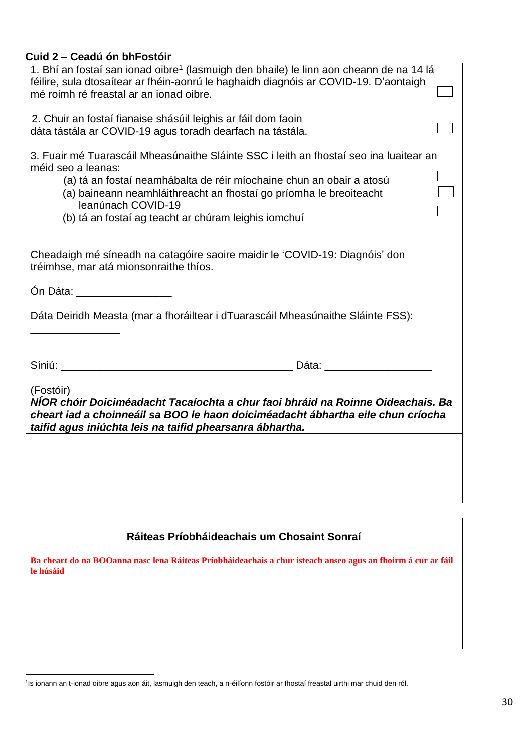**Cuid 2 – Ceadú ón bhFostóir**

1. Bhí an fostaí san ionad oibre[1] (lasmuigh den bhaile) le linn aon cheann de na 14 lá féilire, sula dtosaítear ar fhéin-aonrú le haghaidh diagnóis ar COVID-19. D'aontaigh mé roimh ré freastal ar an ionad oibre. ☐

2. Chuir an fostaí fianaise shásúil leighis ar fáil dom faoin dáta tástála ar COVID-19 agus toradh dearfach na tástála. ☐

3. Fuair mé Tuarascáil Mheasúnaithe Sláinte SSC i leith an fhostaí seo ina luaitear an méid seo a leanas:

   (a) tá an fostaí neamhábalta de réir míochaine chun an obair a atosú ☐
   (a) baineann neamhláithreacht an fhostaí go príomha le breoiteacht leanúnach COVID-19 ☐
   (b) tá an fostaí ag teacht ar chúram leighis iomchuí ☐

Cheadaigh mé síneadh na catagóire saoire maidir le 'COVID-19: Diagnóis' don tréimhse, mar atá mionsonraithe thíos.

Ón Dáta: ________________

Dáta Deiridh Measta (mar a fhoráiltear i dTuarascáil Mheasúnaithe Sláinte FSS):

_______________

Síniú: _______________________________________ Dáta: __________________

(Fostóir)

***NÍOR chóir Doiciméadacht Tacaíochta a chur faoi bhráid na Roinne Oideachais. Ba cheart iad a choinneáil sa BOO le haon doiciméadacht ábhartha eile chun críocha taifid agus iniúchta leis na taifid phearsanra ábhartha.***

**Ráiteas Príobháideachais um Chosaint Sonraí**

**Ba cheart do na BOOanna nasc lena Ráiteas Príobháideachais a chur isteach anseo agus an fhoirm á cur ar fáil le húsáid**

[1] Is ionann an t-ionad oibre agus aon áit, lasmuigh den teach, a n-éilíonn fostóir ar fhostaí freastal uirthi mar chuid den ról.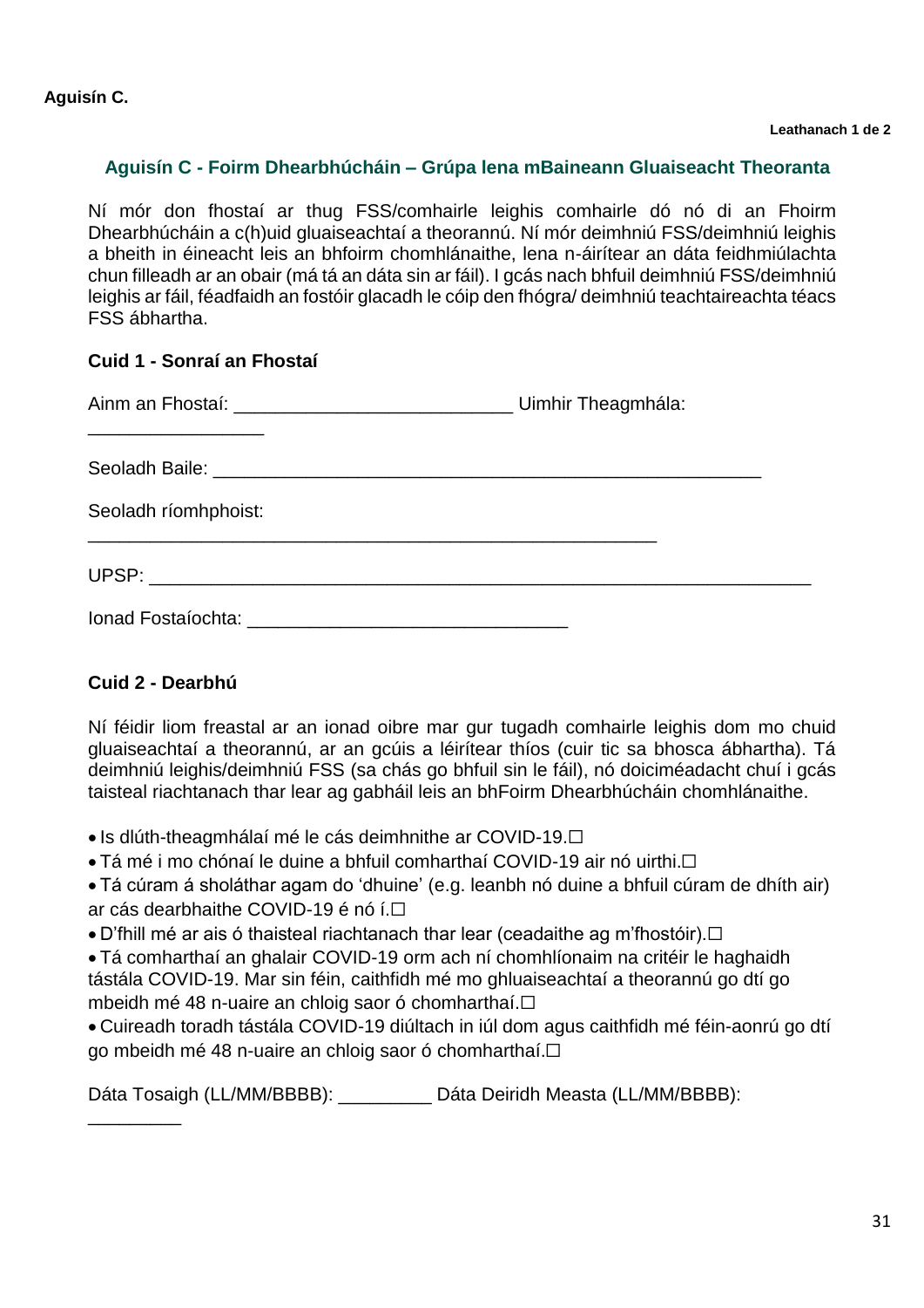**Aguisín C.**

### Aguisín C - Foirm Dhearbhúcháin – Grúpa lena mBaineann Gluaiseacht Theoranta

Ní mór don fhostaí ar thug FSS/comhairle leighis comhairle dó nó di an Fhoirm Dhearbhúcháin a c(h)uid gluaiseachtaí a theorannú. Ní mór deimhniú FSS/deimhniú leighis a bheith in éineacht leis an bhfoirm chomhlánaithe, lena n-áirítear an dáta feidhmiúlachta chun filleadh ar an obair (má tá an dáta sin ar fáil). I gcás nach bhfuil deimhniú FSS/deimhniú leighis ar fáil, féadfaidh an fostóir glacadh le cóip den fhógra/ deimhniú teachtaireachta téacs FSS ábhartha.

**Cuid 1 - Sonraí an Fhostaí**

Ainm an Fhostaí: ___________________________ Uimhir Theagmhála: _________________

Seoladh Baile: ______________________________________________________

Seoladh ríomhphoist: ________________________________________________________

UPSP: __________________________________________________________________

Ionad Fostaíochta: _______________________________

**Cuid 2 - Dearbhú**

Ní féidir liom freastal ar an ionad oibre mar gur tugadh comhairle leighis dom mo chuid gluaiseachtaí a theorannú, ar an gcúis a léirítear thíos (cuir tic sa bhosca ábhartha). Tá deimhniú leighis/deimhniú FSS (sa chás go bhfuil sin le fáil), nó doiciméadacht chuí i gcás taisteal riachtanach thar lear ag gabháil leis an bhFoirm Dhearbhúcháin chomhlánaithe.

- Is dlúth-theagmhálaí mé le cás deimhnithe ar COVID-19.☐
- Tá mé i mo chónaí le duine a bhfuil comharthaí COVID-19 air nó uirthi.☐
- Tá cúram á sholáthar agam do 'dhuine' (e.g. leanbh nó duine a bhfuil cúram de dhíth air) ar cás dearbhaithe COVID-19 é nó í.☐
- D'fhill mé ar ais ó thaisteal riachtanach thar lear (ceadaithe ag m'fhostóir).☐
- Tá comharthaí an ghalair COVID-19 orm ach ní chomhlíonaim na critéir le haghaidh tástála COVID-19. Mar sin féin, caithfidh mé mo ghluaiseachtaí a theorannú go dtí go mbeidh mé 48 n-uaire an chloig saor ó chomharthaí.☐
- Cuireadh toradh tástála COVID-19 diúltach in iúl dom agus caithfidh mé féin-aonrú go dtí go mbeidh mé 48 n-uaire an chloig saor ó chomharthaí.☐

Dáta Tosaigh (LL/MM/BBBB): _________ Dáta Deiridh Measta (LL/MM/BBBB): _________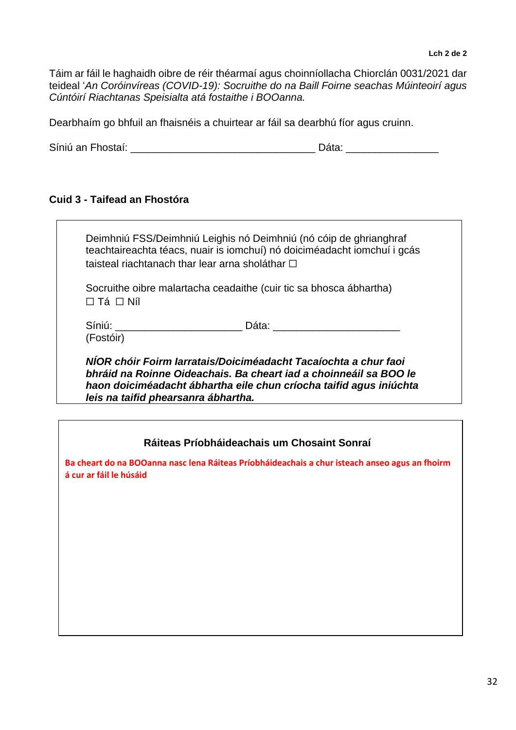Táim ar fáil le haghaidh oibre de réir théarmaí agus choinníollacha Chiorclán 0031/2021 dar teideal '*An Coróinvíreas (COVID-19): Socruithe do na Baill Foirne seachas Múinteoirí agus Cúntóirí Riachtanas Speisialta atá fostaithe i BOOanna.*

Dearbhaím go bhfuil an fhaisnéis a chuirtear ar fáil sa dearbhú fíor agus cruinn.

Síniú an Fhostaí: _______________________________ Dáta: _______________

## Cuid 3 - Taifead an Fhostóra

Deimhniú FSS/Deimhniú Leighis nó Deimhniú (nó cóip de ghrianghraf teachtaireachta téacs, nuair is iomchuí) nó doiciméadacht iomchuí i gcás taisteal riachtanach thar lear arna sholáthar ☐

Socruithe oibre malartacha ceadaithe (cuir tic sa bhosca ábhartha)
☐ Tá ☐ Níl

Síniú: _____________________ Dáta: _____________________
(Fostóir)

***NÍOR chóir Foirm Iarratais/Doiciméadacht Tacaíochta a chur faoi bhráid na Roinne Oideachais. Ba cheart iad a choinneáil sa BOO le haon doiciméadacht ábhartha eile chun críocha taifid agus iniúchta leis na taifid phearsanra ábhartha.***

**Ráiteas Príobháideachais um Chosaint Sonraí**

**Ba cheart do na BOOanna nasc lena Ráiteas Príobháideachais a chur isteach anseo agus an fhoirm á cur ar fáil le húsáid**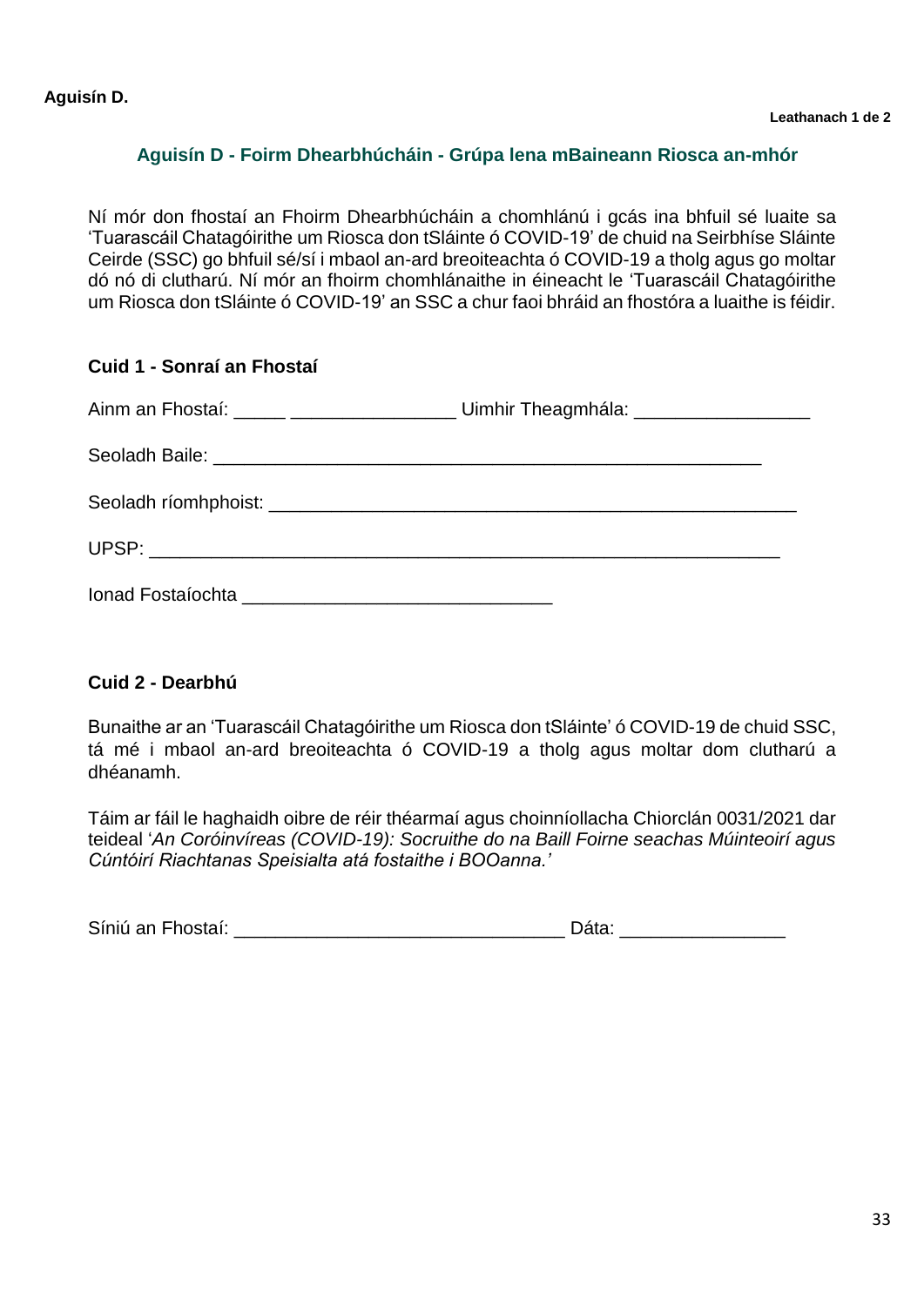**Aguisín D.**

## Aguisín D - Foirm Dhearbhúcháin - Grúpa lena mBaineann Riosca an-mhór

Ní mór don fhostaí an Fhoirm Dhearbhúcháin a chomhlánú i gcás ina bhfuil sé luaite sa 'Tuarascáil Chatagóirithe um Riosca don tSláinte ó COVID-19' de chuid na Seirbhíse Sláinte Ceirde (SSC) go bhfuil sé/sí i mbaol an-ard breoiteachta ó COVID-19 a tholg agus go moltar dó nó di clutharú. Ní mór an fhoirm chomhlánaithe in éineacht le 'Tuarascáil Chatagóirithe um Riosca don tSláinte ó COVID-19' an SSC a chur faoi bhráid an fhostóra a luaithe is féidir.

### Cuid 1 - Sonraí an Fhostaí

Ainm an Fhostaí: _____ _______________ Uimhir Theagmhála: ________________

Seoladh Baile: ___________________________________________________

Seoladh ríomhphoist: _______________________________________________

UPSP: ___________________________________________________________

Ionad Fostaíochta ____________________________

### Cuid 2 - Dearbhú

Bunaithe ar an 'Tuarascáil Chatagóirithe um Riosca don tSláinte' ó COVID-19 de chuid SSC, tá mé i mbaol an-ard breoiteachta ó COVID-19 a tholg agus moltar dom clutharú a dhéanamh.

Táim ar fáil le haghaidh oibre de réir théarmaí agus choinníollacha Chiorclán 0031/2021 dar teideal '*An Coróinvíreas (COVID-19): Socruithe do na Baill Foirne seachas Múinteoirí agus Cúntóirí Riachtanas Speisialta atá fostaithe i BOOanna.'*

Síniú an Fhostaí: ______________________________ Dáta: _______________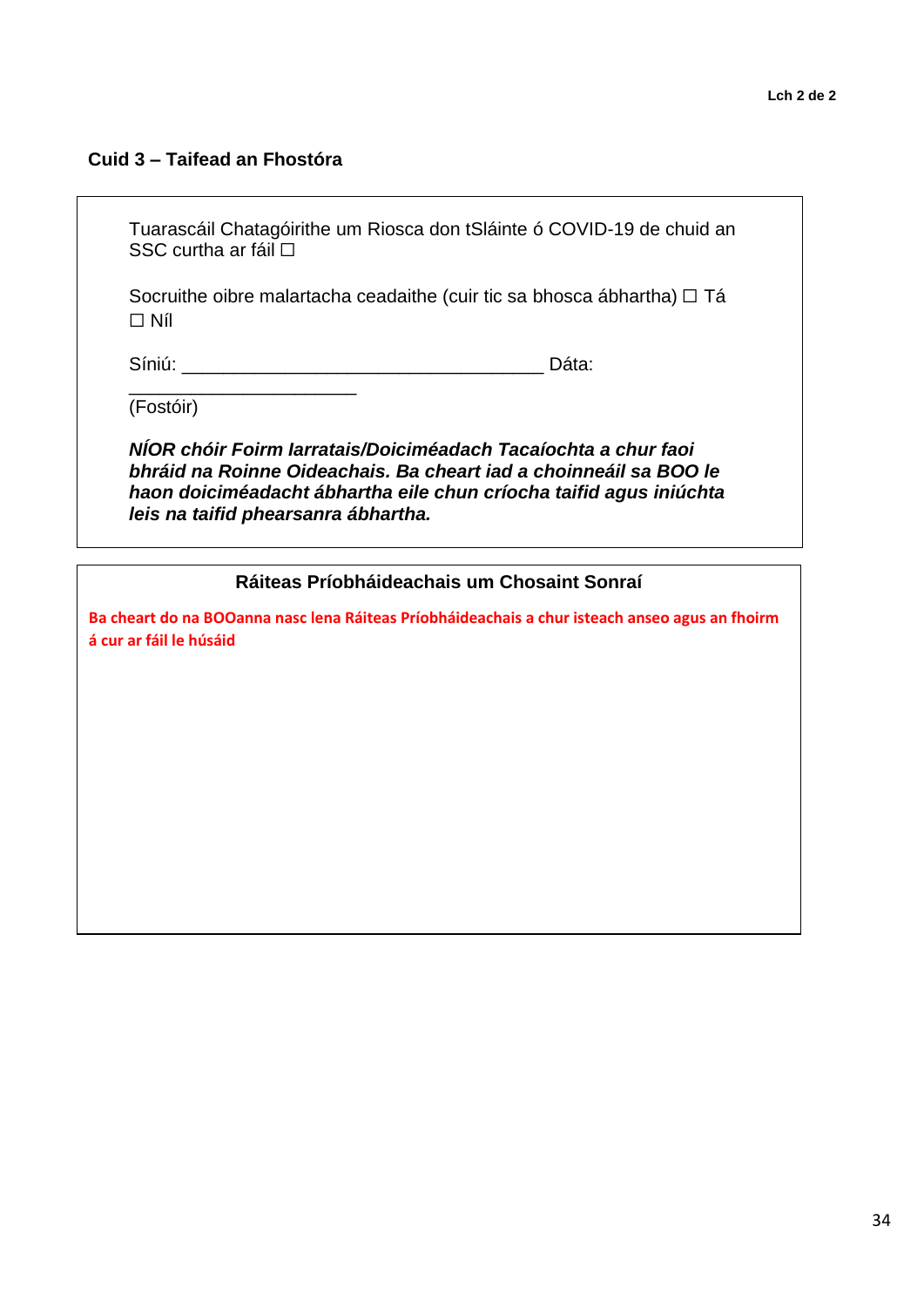## Cuid 3 – Taifead an Fhostóra

Tuarascáil Chatagóirithe um Riosca don tSláinte ó COVID-19 de chuid an SSC curtha ar fáil ☐

Socruithe oibre malartacha ceadaithe (cuir tic sa bhosca ábhartha) ☐ Tá ☐ Níl

Síniú: ___________________________________ Dáta: ______________________

(Fostóir)

***NÍOR chóir Foirm Iarratais/Doiciméadach Tacaíochta a chur faoi bhráid na Roinne Oideachais. Ba cheart iad a choinneáil sa BOO le haon doiciméadacht ábhartha eile chun críocha taifid agus iniúchta leis na taifid phearsanra ábhartha.***

**Ráiteas Príobháideachais um Chosaint Sonraí**

**Ba cheart do na BOOanna nasc lena Ráiteas Príobháideachais a chur isteach anseo agus an fhoirm á cur ar fáil le húsáid**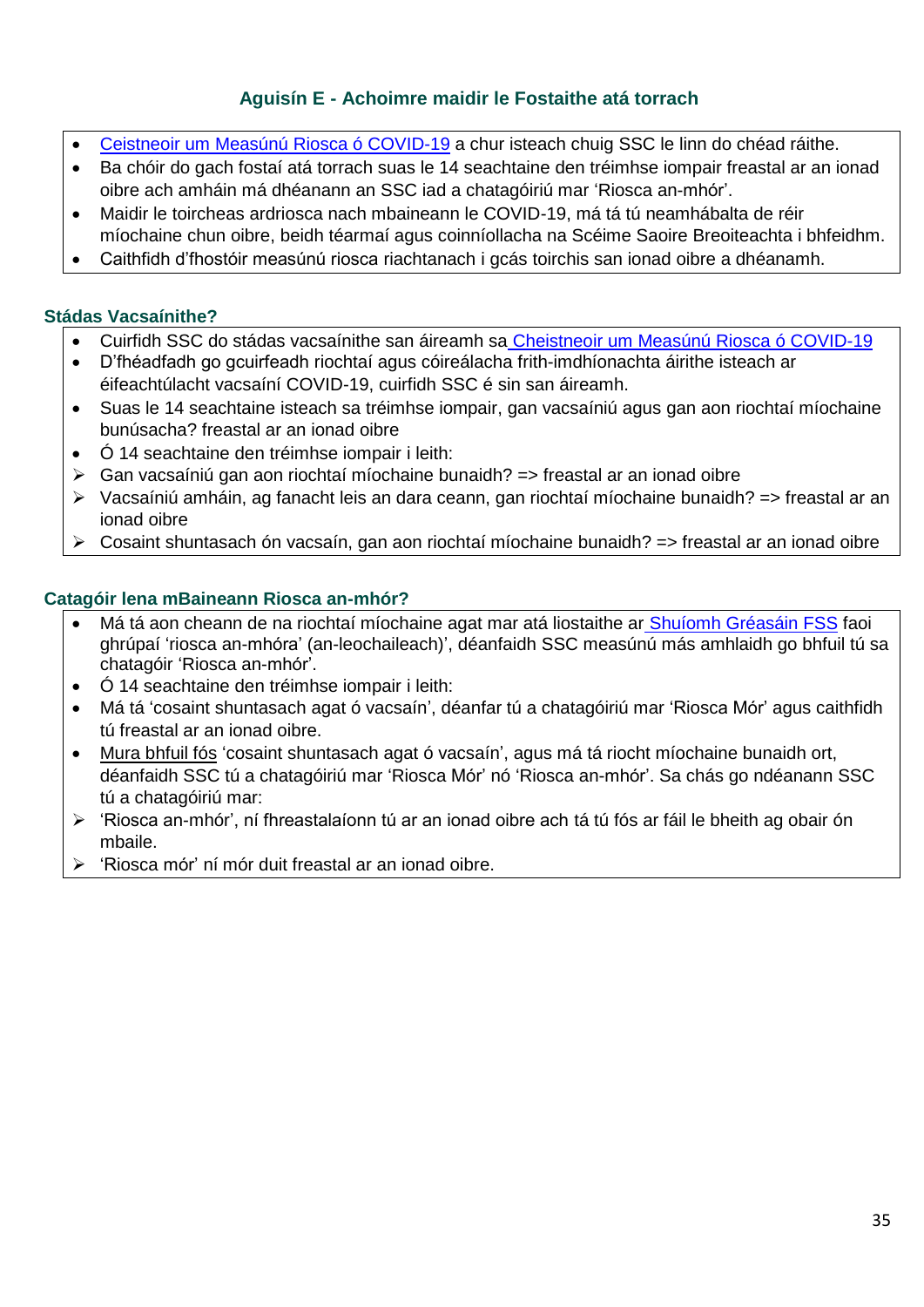## Aguisín E - Achoimre maidir le Fostaithe atá torrach

- Ceistneoir um Measúnú Riosca ó COVID-19 a chur isteach chuig SSC le linn do chéad ráithe.
- Ba chóir do gach fostaí atá torrach suas le 14 seachtaine den tréimhse iompair freastal ar an ionad oibre ach amháin má dhéanann an SSC iad a chatagóiriú mar 'Riosca an-mhór'.
- Maidir le toircheas ardriosca nach mbaineann le COVID-19, má tá tú neamhábalta de réir míochaine chun oibre, beidh téarmaí agus coinníollacha na Scéime Saoire Breoiteachta i bhfeidhm.
- Caithfidh d'fhostóir measúnú riosca riachtanach i gcás toirchis san ionad oibre a dhéanamh.

### Stádas Vacsaínithe?

- Cuirfidh SSC do stádas vacsaínithe san áireamh sa Cheistneoir um Measúnú Riosca ó COVID-19
- D'fhéadfadh go gcuirfeadh riochtaí agus cóireálacha frith-imdhíonachta áirithe isteach ar éifeachtúlacht vacsaíní COVID-19, cuirfidh SSC é sin san áireamh.
- Suas le 14 seachtaine isteach sa tréimhse iompair, gan vacsaíniú agus gan aon riochtaí míochaine bunúsacha? freastal ar an ionad oibre
- Ó 14 seachtaine den tréimhse iompair i leith:
  - Gan vacsaíniú gan aon riochtaí míochaine bunaidh? => freastal ar an ionad oibre
  - Vacsaíniú amháin, ag fanacht leis an dara ceann, gan riochtaí míochaine bunaidh? => freastal ar an ionad oibre
  - Cosaint shuntasach ón vacsaín, gan aon riochtaí míochaine bunaidh? => freastal ar an ionad oibre

### Catagóir lena mBaineann Riosca an-mhór?

- Má tá aon cheann de na riochtaí míochaine agat mar atá liostaithe ar Shuíomh Gréasáin FSS faoi ghrúpaí 'riosca an-mhóra' (an-leochaileach)', déanfaidh SSC measúnú más amhlaidh go bhfuil tú sa chatagóir 'Riosca an-mhór'.
- Ó 14 seachtaine den tréimhse iompair i leith:
- Má tá 'cosaint shuntasach agat ó vacsaín', déanfar tú a chatagóiriú mar 'Riosca Mór' agus caithfidh tú freastal ar an ionad oibre.
- Mura bhfuil fós 'cosaint shuntasach agat ó vacsaín', agus má tá riocht míochaine bunaidh ort, déanfaidh SSC tú a chatagóiriú mar 'Riosca Mór' nó 'Riosca an-mhór'. Sa chás go ndéanann SSC tú a chatagóiriú mar:
  - 'Riosca an-mhór', ní fhreastalaíonn tú ar an ionad oibre ach tá tú fós ar fáil le bheith ag obair ón mbaile.
  - 'Riosca mór' ní mór duit freastal ar an ionad oibre.